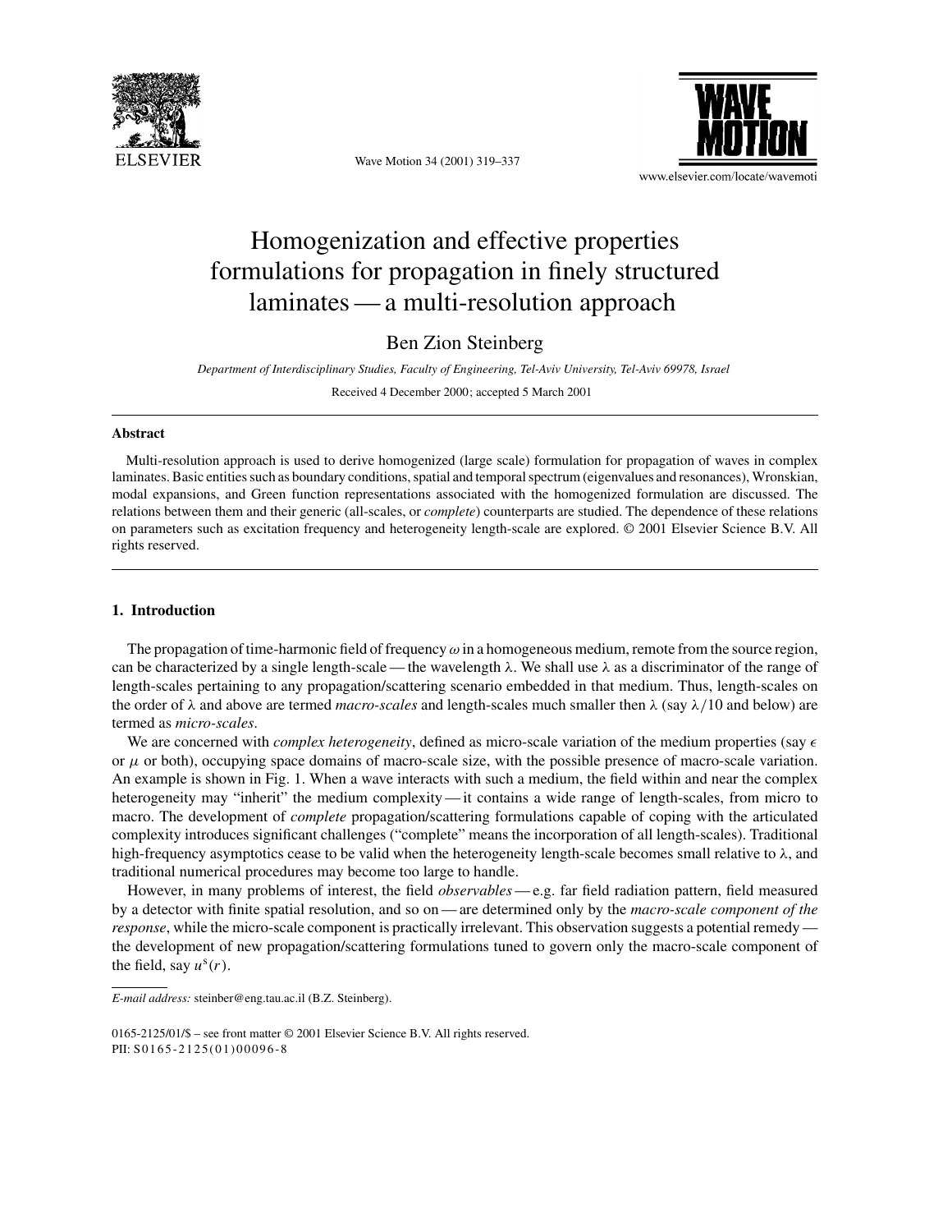# Homogenization and effective properties formulations for propagation in finely structured laminates — a multi-resolution approach

Ben Zion Steinberg

*Department of Interdisciplinary Studies, Faculty of Engineering, Tel-Aviv University, Tel-Aviv 69978, Israel*

Received 4 December 2000; accepted 5 March 2001

## Abstract

Multi-resolution approach is used to derive homogenized (large scale) formulation for propagation of waves in complex laminates. Basic entities such as boundary conditions, spatial and temporal spectrum (eigenvalues and resonances), Wronskian, modal expansions, and Green function representations associated with the homogenized formulation are discussed. The relations between them and their generic (all-scales, or *complete*) counterparts are studied. The dependence of these relations on parameters such as excitation frequency and heterogeneity length-scale are explored. © 2001 Elsevier Science B.V. All rights reserved.

## 1. Introduction

The propagation of time-harmonic field of frequency $\omega$ in a homogeneous medium, remote from the source region, can be characterized by a single length-scale — the wavelength $\lambda$. We shall use $\lambda$ as a discriminator of the range of length-scales pertaining to any propagation/scattering scenario embedded in that medium. Thus, length-scales on the order of $\lambda$ and above are termed *macro-scales* and length-scales much smaller then $\lambda$ (say $\lambda/10$ and below) are termed as *micro-scales*.

We are concerned with *complex heterogeneity*, defined as micro-scale variation of the medium properties (say $\epsilon$ or $\mu$ or both), occupying space domains of macro-scale size, with the possible presence of macro-scale variation. An example is shown in Fig. 1. When a wave interacts with such a medium, the field within and near the complex heterogeneity may "inherit" the medium complexity — it contains a wide range of length-scales, from micro to macro. The development of *complete* propagation/scattering formulations capable of coping with the articulated complexity introduces significant challenges ("complete" means the incorporation of all length-scales). Traditional high-frequency asymptotics cease to be valid when the heterogeneity length-scale becomes small relative to $\lambda$, and traditional numerical procedures may become too large to handle.

However, in many problems of interest, the field *observables* — e.g. far field radiation pattern, field measured by a detector with finite spatial resolution, and so on — are determined only by the *macro-scale component of the response*, while the micro-scale component is practically irrelevant. This observation suggests a potential remedy — the development of new propagation/scattering formulations tuned to govern only the macro-scale component of the field, say $u^s(r)$.

*E-mail address:* steinber@eng.tau.ac.il (B.Z. Steinberg).

0165-2125/01/$ – see front matter © 2001 Elsevier Science B.V. All rights reserved.
PII: S0165-2125(01)00096-8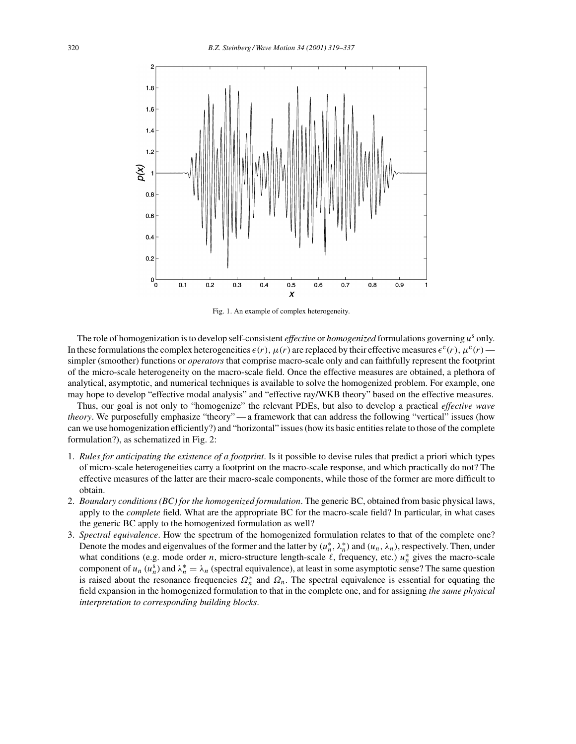Fig. 1. An example of complex heterogeneity.

The role of homogenization is to develop self-consistent *effective* or *homogenized* formulations governing $u^s$ only. In these formulations the complex heterogeneities $\epsilon(r)$, $\mu(r)$ are replaced by their effective measures $\epsilon^e(r)$, $\mu^e(r)$ — simpler (smoother) functions or *operators* that comprise macro-scale only and can faithfully represent the footprint of the micro-scale heterogeneity on the macro-scale field. Once the effective measures are obtained, a plethora of analytical, asymptotic, and numerical techniques is available to solve the homogenized problem. For example, one may hope to develop "effective modal analysis" and "effective ray/WKB theory" based on the effective measures.

Thus, our goal is not only to "homogenize" the relevant PDEs, but also to develop a practical *effective wave theory*. We purposefully emphasize "theory" — a framework that can address the following "vertical" issues (how can we use homogenization efficiently?) and "horizontal" issues (how its basic entities relate to those of the complete formulation?), as schematized in Fig. 2:

1. *Rules for anticipating the existence of a footprint*. Is it possible to devise rules that predict a priori which types of micro-scale heterogeneities carry a footprint on the macro-scale response, and which practically do not? The effective measures of the latter are their macro-scale components, while those of the former are more difficult to obtain.
2. *Boundary conditions (BC) for the homogenized formulation*. The generic BC, obtained from basic physical laws, apply to the *complete* field. What are the appropriate BC for the macro-scale field? In particular, in what cases the generic BC apply to the homogenized formulation as well?
3. *Spectral equivalence*. How the spectrum of the homogenized formulation relates to that of the complete one? Denote the modes and eigenvalues of the former and the latter by $(u_n^*, \lambda_n^*)$ and $(u_n, \lambda_n)$, respectively. Then, under what conditions (e.g. mode order $n$, micro-structure length-scale $\ell$, frequency, etc.) $u_n^*$ gives the macro-scale component of $u_n$ ($u_n^s$) and $\lambda_n^* = \lambda_n$ (spectral equivalence), at least in some asymptotic sense? The same question is raised about the resonance frequencies $\Omega_n^*$ and $\Omega_n$. The spectral equivalence is essential for equating the field expansion in the homogenized formulation to that in the complete one, and for assigning *the same physical interpretation to corresponding building blocks*.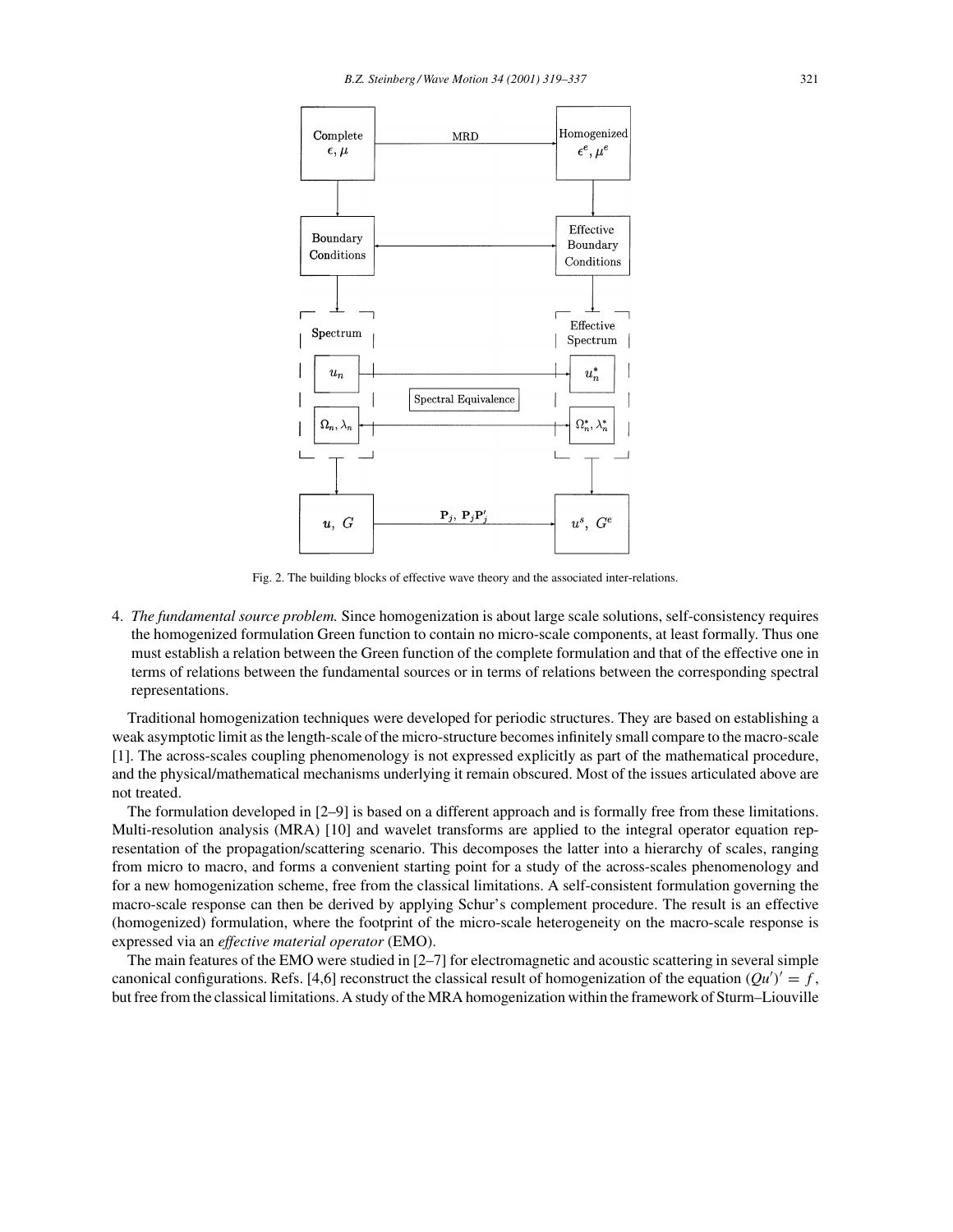Fig. 2. The building blocks of effective wave theory and the associated inter-relations.

4. *The fundamental source problem.* Since homogenization is about large scale solutions, self-consistency requires the homogenized formulation Green function to contain no micro-scale components, at least formally. Thus one must establish a relation between the Green function of the complete formulation and that of the effective one in terms of relations between the fundamental sources or in terms of relations between the corresponding spectral representations.

Traditional homogenization techniques were developed for periodic structures. They are based on establishing a weak asymptotic limit as the length-scale of the micro-structure becomes infinitely small compare to the macro-scale [1]. The across-scales coupling phenomenology is not expressed explicitly as part of the mathematical procedure, and the physical/mathematical mechanisms underlying it remain obscured. Most of the issues articulated above are not treated.

The formulation developed in [2–9] is based on a different approach and is formally free from these limitations. Multi-resolution analysis (MRA) [10] and wavelet transforms are applied to the integral operator equation representation of the propagation/scattering scenario. This decomposes the latter into a hierarchy of scales, ranging from micro to macro, and forms a convenient starting point for a study of the across-scales phenomenology and for a new homogenization scheme, free from the classical limitations. A self-consistent formulation governing the macro-scale response can then be derived by applying Schur's complement procedure. The result is an effective (homogenized) formulation, where the footprint of the micro-scale heterogeneity on the macro-scale response is expressed via an *effective material operator* (EMO).

The main features of the EMO were studied in [2–7] for electromagnetic and acoustic scattering in several simple canonical configurations. Refs. [4,6] reconstruct the classical result of homogenization of the equation $(Qu')' = f$, but free from the classical limitations. A study of the MRA homogenization within the framework of Sturm–Liouville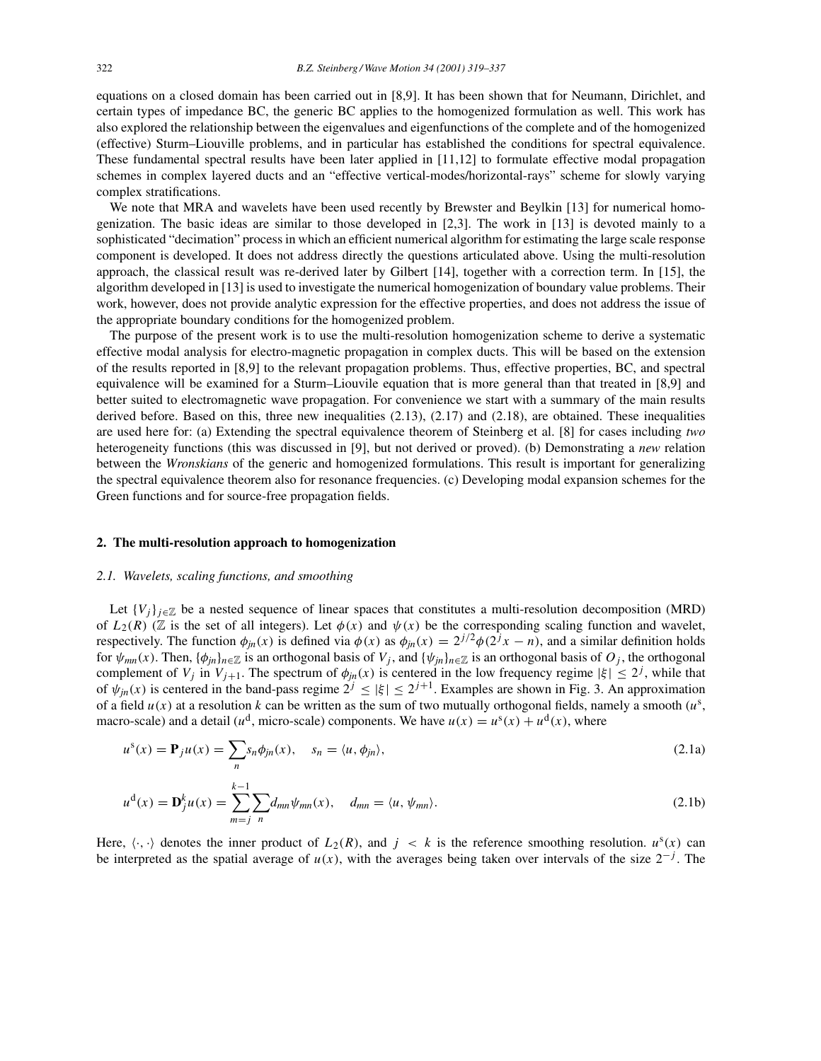equations on a closed domain has been carried out in [8,9]. It has been shown that for Neumann, Dirichlet, and certain types of impedance BC, the generic BC applies to the homogenized formulation as well. This work has also explored the relationship between the eigenvalues and eigenfunctions of the complete and of the homogenized (effective) Sturm–Liouville problems, and in particular has established the conditions for spectral equivalence. These fundamental spectral results have been later applied in [11,12] to formulate effective modal propagation schemes in complex layered ducts and an "effective vertical-modes/horizontal-rays" scheme for slowly varying complex stratifications.

We note that MRA and wavelets have been used recently by Brewster and Beylkin [13] for numerical homogenization. The basic ideas are similar to those developed in [2,3]. The work in [13] is devoted mainly to a sophisticated "decimation" process in which an efficient numerical algorithm for estimating the large scale response component is developed. It does not address directly the questions articulated above. Using the multi-resolution approach, the classical result was re-derived later by Gilbert [14], together with a correction term. In [15], the algorithm developed in [13] is used to investigate the numerical homogenization of boundary value problems. Their work, however, does not provide analytic expression for the effective properties, and does not address the issue of the appropriate boundary conditions for the homogenized problem.

The purpose of the present work is to use the multi-resolution homogenization scheme to derive a systematic effective modal analysis for electro-magnetic propagation in complex ducts. This will be based on the extension of the results reported in [8,9] to the relevant propagation problems. Thus, effective properties, BC, and spectral equivalence will be examined for a Sturm–Liouvile equation that is more general than that treated in [8,9] and better suited to electromagnetic wave propagation. For convenience we start with a summary of the main results derived before. Based on this, three new inequalities (2.13), (2.17) and (2.18), are obtained. These inequalities are used here for: (a) Extending the spectral equivalence theorem of Steinberg et al. [8] for cases including *two* heterogeneity functions (this was discussed in [9], but not derived or proved). (b) Demonstrating a *new* relation between the *Wronskians* of the generic and homogenized formulations. This result is important for generalizing the spectral equivalence theorem also for resonance frequencies. (c) Developing modal expansion schemes for the Green functions and for source-free propagation fields.

## 2. The multi-resolution approach to homogenization

### *2.1. Wavelets, scaling functions, and smoothing*

Let $\{V_j\}_{j\in\mathbb{Z}}$ be a nested sequence of linear spaces that constitutes a multi-resolution decomposition (MRD) of $L_2(R)$ ($\mathbb{Z}$ is the set of all integers). Let $\phi(x)$ and $\psi(x)$ be the corresponding scaling function and wavelet, respectively. The function $\phi_{jn}(x)$ is defined via $\phi(x)$ as $\phi_{jn}(x) = 2^{j/2}\phi(2^j x - n)$, and a similar definition holds for $\psi_{mn}(x)$. Then, $\{\phi_{jn}\}_{n\in\mathbb{Z}}$ is an orthogonal basis of $V_j$, and $\{\psi_{jn}\}_{n\in\mathbb{Z}}$ is an orthogonal basis of $O_j$, the orthogonal complement of $V_j$ in $V_{j+1}$. The spectrum of $\phi_{jn}(x)$ is centered in the low frequency regime $|\xi| \le 2^j$, while that of $\psi_{jn}(x)$ is centered in the band-pass regime $2^j \le |\xi| \le 2^{j+1}$. Examples are shown in Fig. 3. An approximation of a field $u(x)$ at a resolution $k$ can be written as the sum of two mutually orthogonal fields, namely a smooth ($u^{\rm s}$, macro-scale) and a detail ($u^{\rm d}$, micro-scale) components. We have $u(x) = u^{\rm s}(x) + u^{\rm d}(x)$, where

$$u^{\rm s}(x) = \mathbf{P}_j u(x) = \sum_n s_n \phi_{jn}(x), \quad s_n = \langle u, \phi_{jn}\rangle, \tag{2.1a}$$

$$u^{\rm d}(x) = \mathbf{D}_j^k u(x) = \sum_{m=j}^{k-1}\sum_n d_{mn}\psi_{mn}(x), \quad d_{mn} = \langle u, \psi_{mn}\rangle. \tag{2.1b}$$

Here, $\langle\cdot,\cdot\rangle$ denotes the inner product of $L_2(R)$, and $j < k$ is the reference smoothing resolution. $u^{\rm s}(x)$ can be interpreted as the spatial average of $u(x)$, with the averages being taken over intervals of the size $2^{-j}$. The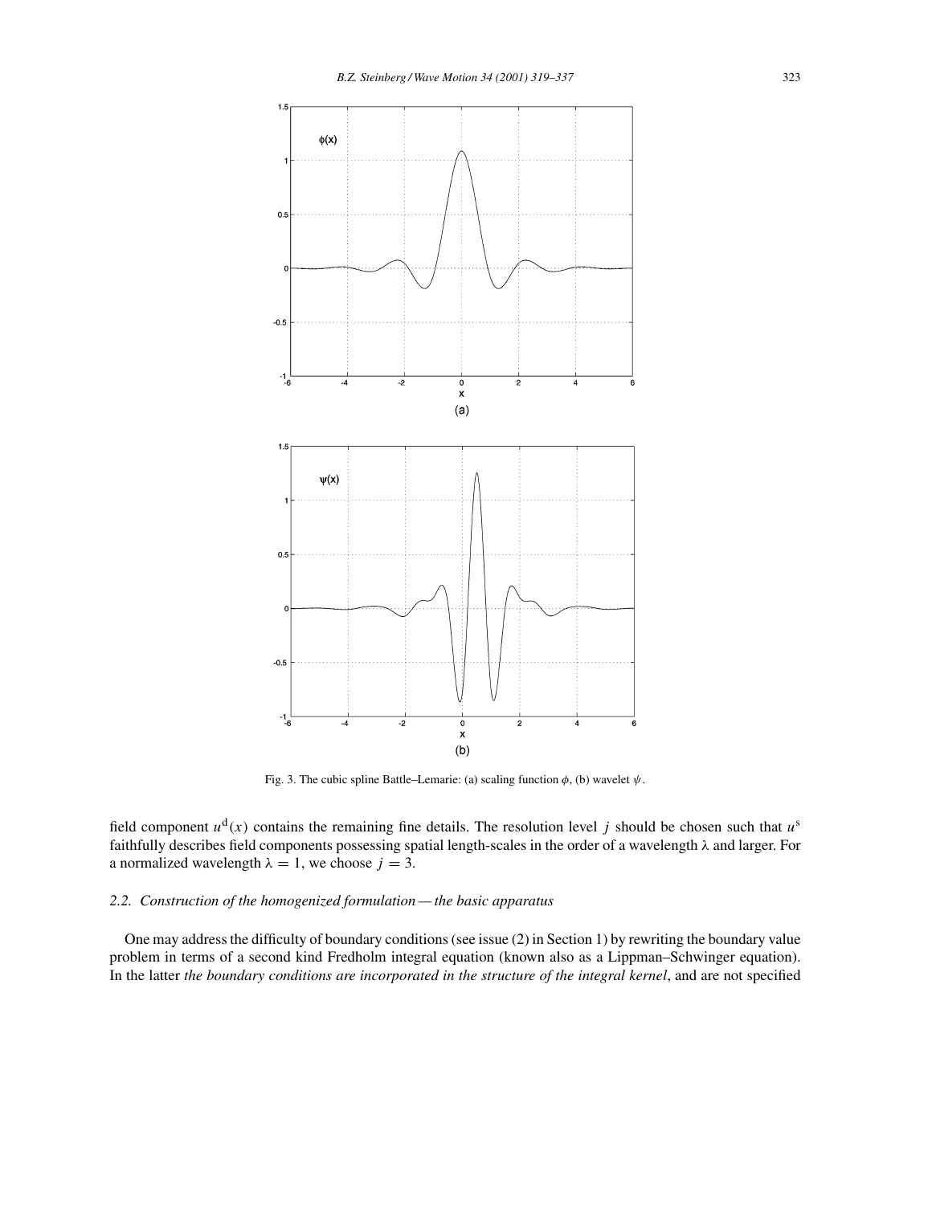Fig. 3. The cubic spline Battle–Lemarie: (a) scaling function $\phi$, (b) wavelet $\psi$.

field component $u^{\mathrm{d}}(x)$ contains the remaining fine details. The resolution level $j$ should be chosen such that $u^{\mathrm{s}}$ faithfully describes field components possessing spatial length-scales in the order of a wavelength $\lambda$ and larger. For a normalized wavelength $\lambda = 1$, we choose $j = 3$.

### 2.2. Construction of the homogenized formulation — the basic apparatus

One may address the difficulty of boundary conditions (see issue (2) in Section 1) by rewriting the boundary value problem in terms of a second kind Fredholm integral equation (known also as a Lippman–Schwinger equation). In the latter *the boundary conditions are incorporated in the structure of the integral kernel*, and are not specified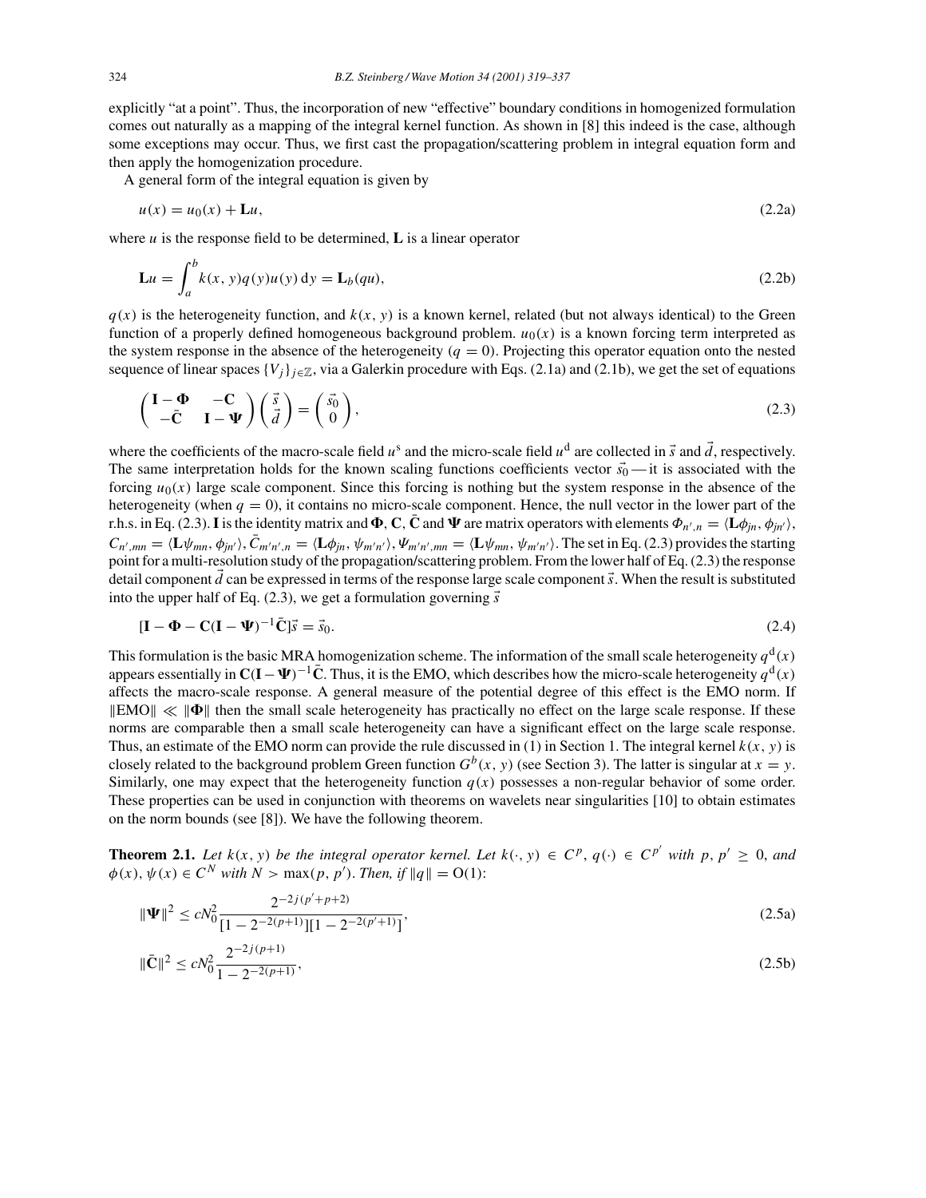explicitly "at a point". Thus, the incorporation of new "effective" boundary conditions in homogenized formulation comes out naturally as a mapping of the integral kernel function. As shown in [8] this indeed is the case, although some exceptions may occur. Thus, we first cast the propagation/scattering problem in integral equation form and then apply the homogenization procedure.

A general form of the integral equation is given by

$$u(x) = u_0(x) + \mathbf{L}u, \tag{2.2a}$$

where $u$ is the response field to be determined, $\mathbf{L}$ is a linear operator

$$\mathbf{L}u = \int_a^b k(x, y)q(y)u(y)\,\mathrm{d}y = \mathbf{L}_b(qu), \tag{2.2b}$$

$q(x)$ is the heterogeneity function, and $k(x, y)$ is a known kernel, related (but not always identical) to the Green function of a properly defined homogeneous background problem. $u_0(x)$ is a known forcing term interpreted as the system response in the absence of the heterogeneity ($q = 0$). Projecting this operator equation onto the nested sequence of linear spaces $\{V_j\}_{j\in\mathbb{Z}}$, via a Galerkin procedure with Eqs. (2.1a) and (2.1b), we get the set of equations

$$\begin{pmatrix} \mathbf{I} - \mathbf{\Phi} & -\mathbf{C} \\ -\bar{\mathbf{C}} & \mathbf{I} - \mathbf{\Psi} \end{pmatrix} \begin{pmatrix} \vec{s} \\ \vec{d} \end{pmatrix} = \begin{pmatrix} \vec{s_0} \\ 0 \end{pmatrix}, \tag{2.3}$$

where the coefficients of the macro-scale field $u^{\mathrm{s}}$ and the micro-scale field $u^{\mathrm{d}}$ are collected in $\vec{s}$ and $\vec{d}$, respectively. The same interpretation holds for the known scaling functions coefficients vector $\vec{s_0}$ — it is associated with the forcing $u_0(x)$ large scale component. Since this forcing is nothing but the system response in the absence of the heterogeneity (when $q = 0$), it contains no micro-scale component. Hence, the null vector in the lower part of the r.h.s. in Eq. (2.3). $\mathbf{I}$ is the identity matrix and $\mathbf{\Phi}$, $\mathbf{C}$, $\bar{\mathbf{C}}$ and $\mathbf{\Psi}$ are matrix operators with elements $\Phi_{n',n} = \langle \mathbf{L}\phi_{jn}, \phi_{jn'}\rangle$, $C_{n',mn} = \langle \mathbf{L}\psi_{mn}, \phi_{jn'}\rangle$, $\bar{C}_{m'n',n} = \langle \mathbf{L}\phi_{jn}, \psi_{m'n'}\rangle$, $\Psi_{m'n',mn} = \langle \mathbf{L}\psi_{mn}, \psi_{m'n'}\rangle$. The set in Eq. (2.3) provides the starting point for a multi-resolution study of the propagation/scattering problem. From the lower half of Eq. (2.3) the response detail component $\vec{d}$ can be expressed in terms of the response large scale component $\vec{s}$. When the result is substituted into the upper half of Eq. (2.3), we get a formulation governing $\vec{s}$

$$[\mathbf{I} - \mathbf{\Phi} - \mathbf{C}(\mathbf{I} - \mathbf{\Psi})^{-1}\bar{\mathbf{C}}]\vec{s} = \vec{s}_0. \tag{2.4}$$

This formulation is the basic MRA homogenization scheme. The information of the small scale heterogeneity $q^{\mathrm{d}}(x)$ appears essentially in $\mathbf{C}(\mathbf{I} - \mathbf{\Psi})^{-1}\bar{\mathbf{C}}$. Thus, it is the EMO, which describes how the micro-scale heterogeneity $q^{\mathrm{d}}(x)$ affects the macro-scale response. A general measure of the potential degree of this effect is the EMO norm. If $\|\mathrm{EMO}\| \ll \|\mathbf{\Phi}\|$ then the small scale heterogeneity has practically no effect on the large scale response. If these norms are comparable then a small scale heterogeneity can have a significant effect on the large scale response. Thus, an estimate of the EMO norm can provide the rule discussed in (1) in Section 1. The integral kernel $k(x, y)$ is closely related to the background problem Green function $G^b(x, y)$ (see Section 3). The latter is singular at $x = y$. Similarly, one may expect that the heterogeneity function $q(x)$ possesses a non-regular behavior of some order. These properties can be used in conjunction with theorems on wavelets near singularities [10] to obtain estimates on the norm bounds (see [8]). We have the following theorem.

**Theorem 2.1.** *Let $k(x, y)$ be the integral operator kernel. Let $k(\cdot, y) \in C^p$, $q(\cdot) \in C^{p'}$ with $p, p' \geq 0$, and $\phi(x), \psi(x) \in C^N$ with $N > \max(p, p')$. Then, if $\|q\| = \mathrm{O}(1)$:*

$$\|\mathbf{\Psi}\|^2 \leq cN_0^2 \frac{2^{-2j(p'+p+2)}}{[1 - 2^{-2(p+1)}][1 - 2^{-2(p'+1)}]}, \tag{2.5a}$$

$$\|\bar{\mathbf{C}}\|^2 \leq cN_0^2 \frac{2^{-2j(p+1)}}{1 - 2^{-2(p+1)}}, \tag{2.5b}$$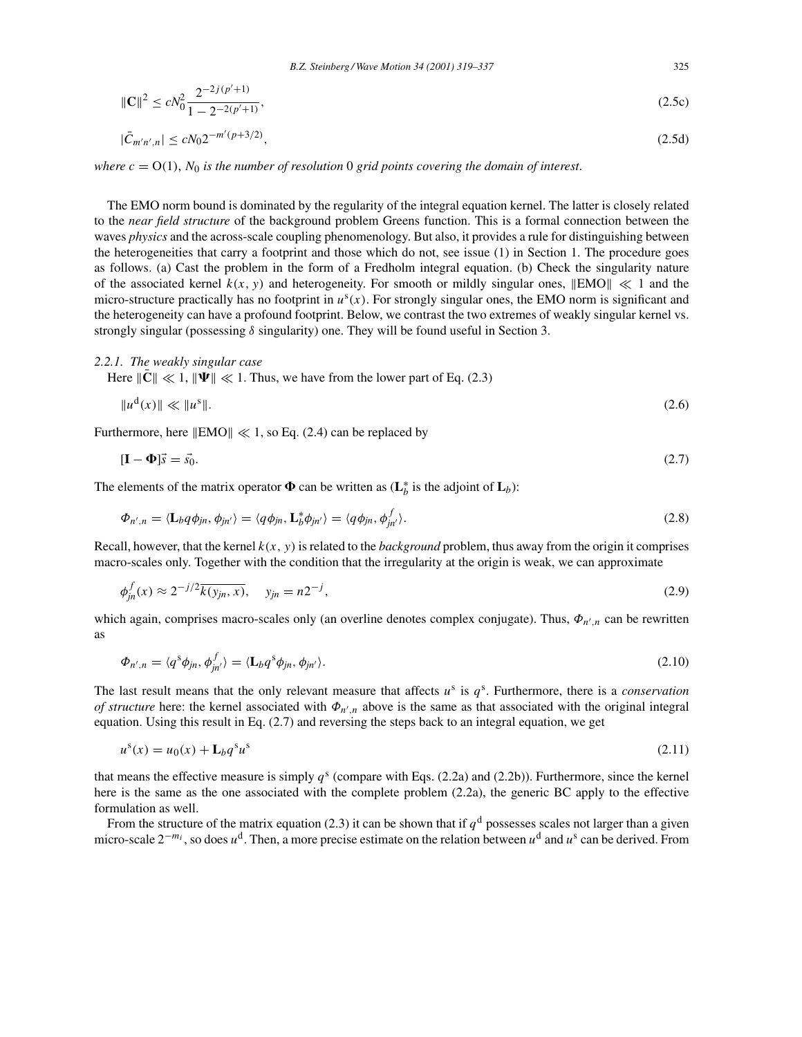$$\|\mathbf{C}\|^2 \leq cN_0^2 \frac{2^{-2j(p'+1)}}{1-2^{-2(p'+1)}}, \tag{2.5c}$$

$$|\bar{C}_{m'n',n}| \leq cN_0 2^{-m'(p+3/2)}, \tag{2.5d}$$

*where* $c = \mathrm{O}(1)$, $N_0$ *is the number of resolution* 0 *grid points covering the domain of interest.*

The EMO norm bound is dominated by the regularity of the integral equation kernel. The latter is closely related to the *near field structure* of the background problem Greens function. This is a formal connection between the waves *physics* and the across-scale coupling phenomenology. But also, it provides a rule for distinguishing between the heterogeneities that carry a footprint and those which do not, see issue (1) in Section 1. The procedure goes as follows. (a) Cast the problem in the form of a Fredholm integral equation. (b) Check the singularity nature of the associated kernel $k(x, y)$ and heterogeneity. For smooth or mildly singular ones, $\|\mathrm{EMO}\| \ll 1$ and the micro-structure practically has no footprint in $u^{\mathrm{s}}(x)$. For strongly singular ones, the EMO norm is significant and the heterogeneity can have a profound footprint. Below, we contrast the two extremes of weakly singular kernel vs. strongly singular (possessing $\delta$ singularity) one. They will be found useful in Section 3.

### 2.2.1. The weakly singular case

Here $\|\bar{\mathbf{C}}\| \ll 1$, $\|\mathbf{\Psi}\| \ll 1$. Thus, we have from the lower part of Eq. (2.3)

$$\|u^{\mathrm{d}}(x)\| \ll \|u^{\mathrm{s}}\|. \tag{2.6}$$

Furthermore, here $\|\mathrm{EMO}\| \ll 1$, so Eq. (2.4) can be replaced by

$$[\mathbf{I} - \mathbf{\Phi}]\vec{s} = \vec{s}_0. \tag{2.7}$$

The elements of the matrix operator $\mathbf{\Phi}$ can be written as ($\mathbf{L}_b^*$ is the adjoint of $\mathbf{L}_b$):

$$\Phi_{n',n} = \langle \mathbf{L}_b q \phi_{jn}, \phi_{jn'} \rangle = \langle q\phi_{jn}, \mathbf{L}_b^* \phi_{jn'} \rangle = \langle q\phi_{jn}, \phi_{jn'}^f \rangle. \tag{2.8}$$

Recall, however, that the kernel $k(x, y)$ is related to the *background* problem, thus away from the origin it comprises macro-scales only. Together with the condition that the irregularity at the origin is weak, we can approximate

$$\phi_{jn}^f(x) \approx 2^{-j/2}\overline{k(y_{jn}, x)}, \quad y_{jn} = n2^{-j}, \tag{2.9}$$

which again, comprises macro-scales only (an overline denotes complex conjugate). Thus, $\Phi_{n',n}$ can be rewritten as

$$\Phi_{n',n} = \langle q^{\mathrm{s}}\phi_{jn}, \phi_{jn'}^f \rangle = \langle \mathbf{L}_b q^{\mathrm{s}} \phi_{jn}, \phi_{jn'} \rangle. \tag{2.10}$$

The last result means that the only relevant measure that affects $u^{\mathrm{s}}$ is $q^{\mathrm{s}}$. Furthermore, there is a *conservation of structure* here: the kernel associated with $\Phi_{n',n}$ above is the same as that associated with the original integral equation. Using this result in Eq. (2.7) and reversing the steps back to an integral equation, we get

$$u^{\mathrm{s}}(x) = u_0(x) + \mathbf{L}_b q^{\mathrm{s}} u^{\mathrm{s}} \tag{2.11}$$

that means the effective measure is simply $q^{\mathrm{s}}$ (compare with Eqs. (2.2a) and (2.2b)). Furthermore, since the kernel here is the same as the one associated with the complete problem (2.2a), the generic BC apply to the effective formulation as well.

From the structure of the matrix equation (2.3) it can be shown that if $q^{\mathrm{d}}$ possesses scales not larger than a given micro-scale $2^{-m_i}$, so does $u^{\mathrm{d}}$. Then, a more precise estimate on the relation between $u^{\mathrm{d}}$ and $u^{\mathrm{s}}$ can be derived. From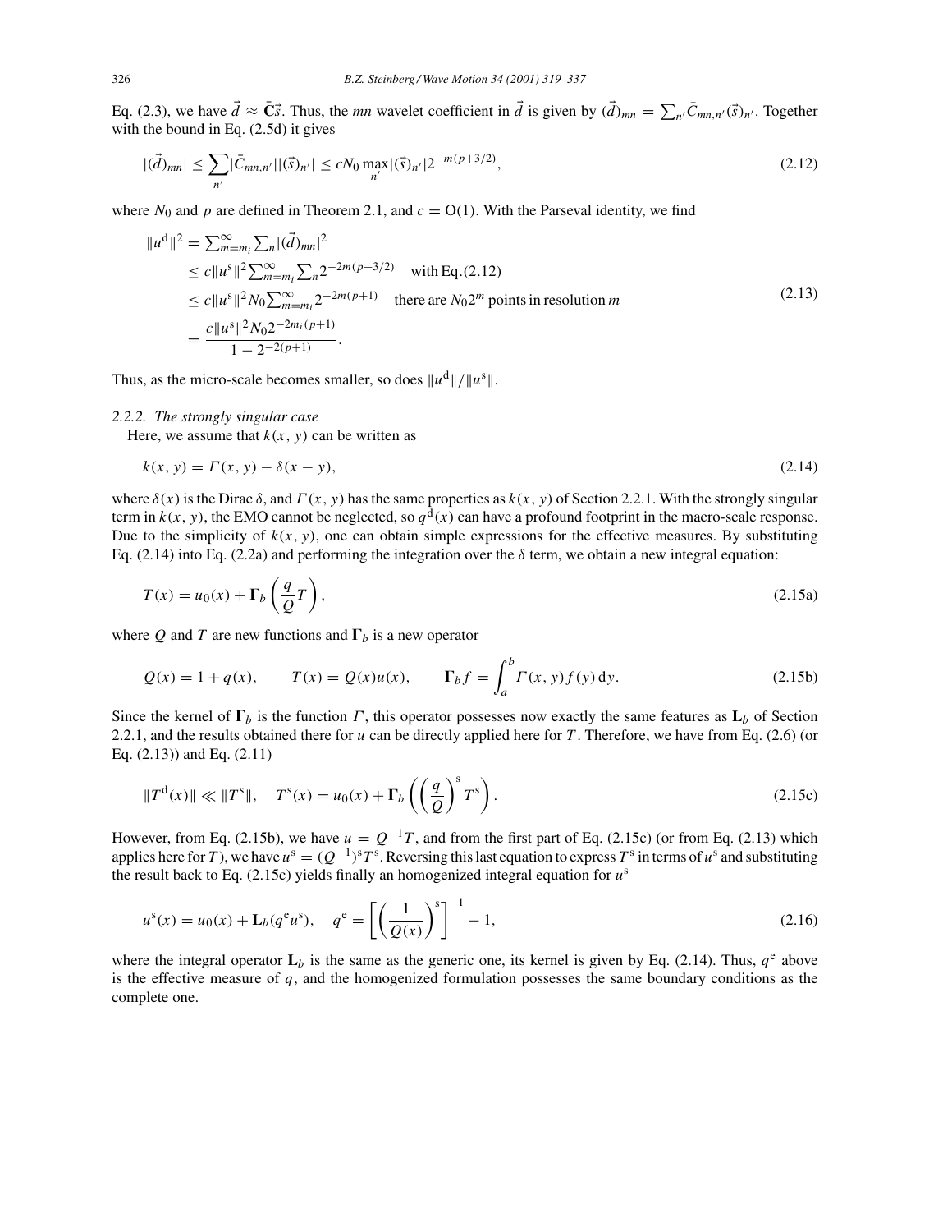Eq. (2.3), we have $\vec{d} \approx \bar{\mathbf{C}}\vec{s}$. Thus, the $mn$ wavelet coefficient in $\vec{d}$ is given by $(\vec{d})_{mn} = \sum_{n'} \bar{C}_{mn,n'}(\vec{s})_{n'}$. Together with the bound in Eq. (2.5d) it gives

$$|(\vec{d})_{mn}| \leq \sum_{n'} |\bar{C}_{mn,n'}||(\vec{s})_{n'}| \leq cN_0 \max_{n'} |(\vec{s})_{n'}| 2^{-m(p+3/2)}, \tag{2.12}$$

where $N_0$ and $p$ are defined in Theorem 2.1, and $c = \mathrm{O}(1)$. With the Parseval identity, we find

$$\begin{aligned}
\|u^{\mathrm{d}}\|^2 &= \textstyle\sum_{m=m_i}^{\infty} \sum_n |(\vec{d})_{mn}|^2 \\
&\leq c\|u^{\mathrm{s}}\|^2 \textstyle\sum_{m=m_i}^{\infty} \sum_n 2^{-2m(p+3/2)} \quad \text{with Eq.(2.12)} \\
&\leq c\|u^{\mathrm{s}}\|^2 N_0 \textstyle\sum_{m=m_i}^{\infty} 2^{-2m(p+1)} \quad \text{there are } N_0 2^m \text{ points in resolution } m \\
&= \frac{c\|u^{\mathrm{s}}\|^2 N_0 2^{-2m_i(p+1)}}{1 - 2^{-2(p+1)}}.
\end{aligned} \tag{2.13}$$

Thus, as the micro-scale becomes smaller, so does $\|u^{\mathrm{d}}\|/\|u^{\mathrm{s}}\|$.

*2.2.2. The strongly singular case*

Here, we assume that $k(x, y)$ can be written as

$$k(x, y) = \Gamma(x, y) - \delta(x - y), \tag{2.14}$$

where $\delta(x)$ is the Dirac $\delta$, and $\Gamma(x, y)$ has the same properties as $k(x, y)$ of Section 2.2.1. With the strongly singular term in $k(x, y)$, the EMO cannot be neglected, so $q^{\mathrm{d}}(x)$ can have a profound footprint in the macro-scale response. Due to the simplicity of $k(x, y)$, one can obtain simple expressions for the effective measures. By substituting Eq. (2.14) into Eq. (2.2a) and performing the integration over the $\delta$ term, we obtain a new integral equation:

$$T(x) = u_0(x) + \mathbf{\Gamma}_b\left(\frac{q}{Q}T\right), \tag{2.15a}$$

where $Q$ and $T$ are new functions and $\mathbf{\Gamma}_b$ is a new operator

$$Q(x) = 1 + q(x), \qquad T(x) = Q(x)u(x), \qquad \mathbf{\Gamma}_b f = \int_a^b \Gamma(x, y) f(y)\,\mathrm{d}y. \tag{2.15b}$$

Since the kernel of $\mathbf{\Gamma}_b$ is the function $\Gamma$, this operator possesses now exactly the same features as $\mathbf{L}_b$ of Section 2.2.1, and the results obtained there for $u$ can be directly applied here for $T$. Therefore, we have from Eq. (2.6) (or Eq. (2.13)) and Eq. (2.11)

$$\|T^{\mathrm{d}}(x)\| \ll \|T^{\mathrm{s}}\|, \quad T^{\mathrm{s}}(x) = u_0(x) + \mathbf{\Gamma}_b\left(\left(\frac{q}{Q}\right)^{\mathrm{s}} T^{\mathrm{s}}\right). \tag{2.15c}$$

However, from Eq. (2.15b), we have $u = Q^{-1}T$, and from the first part of Eq. (2.15c) (or from Eq. (2.13) which applies here for $T$), we have $u^{\mathrm{s}} = (Q^{-1})^{\mathrm{s}} T^{\mathrm{s}}$. Reversing this last equation to express $T^{\mathrm{s}}$ in terms of $u^{\mathrm{s}}$ and substituting the result back to Eq. (2.15c) yields finally an homogenized integral equation for $u^{\mathrm{s}}$

$$u^{\mathrm{s}}(x) = u_0(x) + \mathbf{L}_b(q^{\mathrm{e}} u^{\mathrm{s}}), \quad q^{\mathrm{e}} = \left[\left(\frac{1}{Q(x)}\right)^{\mathrm{s}}\right]^{-1} - 1, \tag{2.16}$$

where the integral operator $\mathbf{L}_b$ is the same as the generic one, its kernel is given by Eq. (2.14). Thus, $q^{\mathrm{e}}$ above is the effective measure of $q$, and the homogenized formulation possesses the same boundary conditions as the complete one.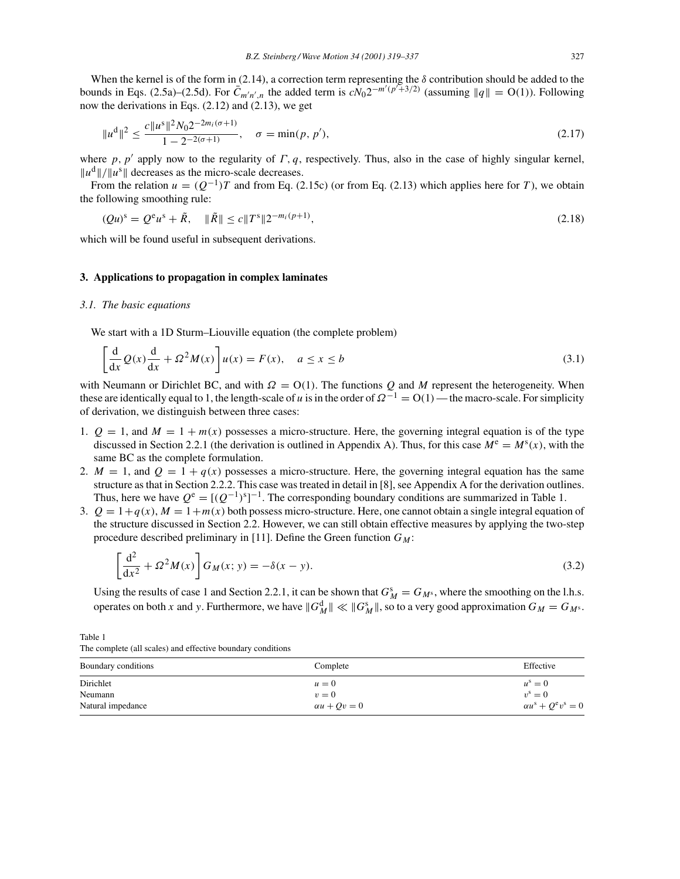When the kernel is of the form in (2.14), a correction term representing the $\delta$ contribution should be added to the bounds in Eqs. (2.5a)–(2.5d). For $\bar{C}_{m'n',n}$ the added term is $cN_0 2^{-m'(p'+3/2)}$ (assuming $\|q\| = \mathrm{O}(1)$). Following now the derivations in Eqs. (2.12) and (2.13), we get

$$\|u^{\mathrm{d}}\|^2 \leq \frac{c\|u^{\mathrm{s}}\|^2 N_0 2^{-2m_i(\sigma+1)}}{1 - 2^{-2(\sigma+1)}}, \quad \sigma = \min(p, p'), \tag{2.17}$$

where $p$, $p'$ apply now to the regularity of $\Gamma$, $q$, respectively. Thus, also in the case of highly singular kernel, $\|u^{\mathrm{d}}\|/\|u^{\mathrm{s}}\|$ decreases as the micro-scale decreases.

From the relation $u = (Q^{-1})T$ and from Eq. (2.15c) (or from Eq. (2.13) which applies here for $T$), we obtain the following smoothing rule:

$$(Qu)^{\mathrm{s}} = Q^{\mathrm{e}} u^{\mathrm{s}} + \tilde{R}, \quad \|\tilde{R}\| \leq c\|T^{\mathrm{s}}\| 2^{-m_i(p+1)}, \tag{2.18}$$

which will be found useful in subsequent derivations.

## 3. Applications to propagation in complex laminates

### 3.1. The basic equations

We start with a 1D Sturm–Liouville equation (the complete problem)

$$\left[\frac{\mathrm{d}}{\mathrm{d}x} Q(x) \frac{\mathrm{d}}{\mathrm{d}x} + \Omega^2 M(x)\right] u(x) = F(x), \quad a \leq x \leq b \tag{3.1}$$

with Neumann or Dirichlet BC, and with $\Omega = \mathrm{O}(1)$. The functions $Q$ and $M$ represent the heterogeneity. When these are identically equal to 1, the length-scale of $u$ is in the order of $\Omega^{-1} = \mathrm{O}(1)$ — the macro-scale. For simplicity of derivation, we distinguish between three cases:

1. $Q = 1$, and $M = 1 + m(x)$ possesses a micro-structure. Here, the governing integral equation is of the type discussed in Section 2.2.1 (the derivation is outlined in Appendix A). Thus, for this case $M^{\mathrm{e}} = M^{\mathrm{s}}(x)$, with the same BC as the complete formulation.
2. $M = 1$, and $Q = 1 + q(x)$ possesses a micro-structure. Here, the governing integral equation has the same structure as that in Section 2.2.2. This case was treated in detail in [8], see Appendix A for the derivation outlines. Thus, here we have $Q^{\mathrm{e}} = [(Q^{-1})^{\mathrm{s}}]^{-1}$. The corresponding boundary conditions are summarized in Table 1.
3. $Q = 1 + q(x)$, $M = 1 + m(x)$ both possess micro-structure. Here, one cannot obtain a single integral equation of the structure discussed in Section 2.2. However, we can still obtain effective measures by applying the two-step procedure described preliminary in [11]. Define the Green function $G_M$:

$$\left[\frac{\mathrm{d}^2}{\mathrm{d}x^2} + \Omega^2 M(x)\right] G_M(x; y) = -\delta(x - y). \tag{3.2}$$

Using the results of case 1 and Section 2.2.1, it can be shown that $G_M^{\mathrm{s}} = G_{M^{\mathrm{s}}}$, where the smoothing on the l.h.s. operates on both $x$ and $y$. Furthermore, we have $\|G_M^{\mathrm{d}}\| \ll \|G_M^{\mathrm{s}}\|$, so to a very good approximation $G_M = G_{M^{\mathrm{s}}}$.

Table 1
The complete (all scales) and effective boundary conditions

| Boundary conditions | Complete | Effective |
|---|---|---|
| Dirichlet | $u = 0$ | $u^{\mathrm{s}} = 0$ |
| Neumann | $v = 0$ | $v^{\mathrm{s}} = 0$ |
| Natural impedance | $\alpha u + Qv = 0$ | $\alpha u^{\mathrm{s}} + Q^{\mathrm{e}} v^{\mathrm{s}} = 0$ |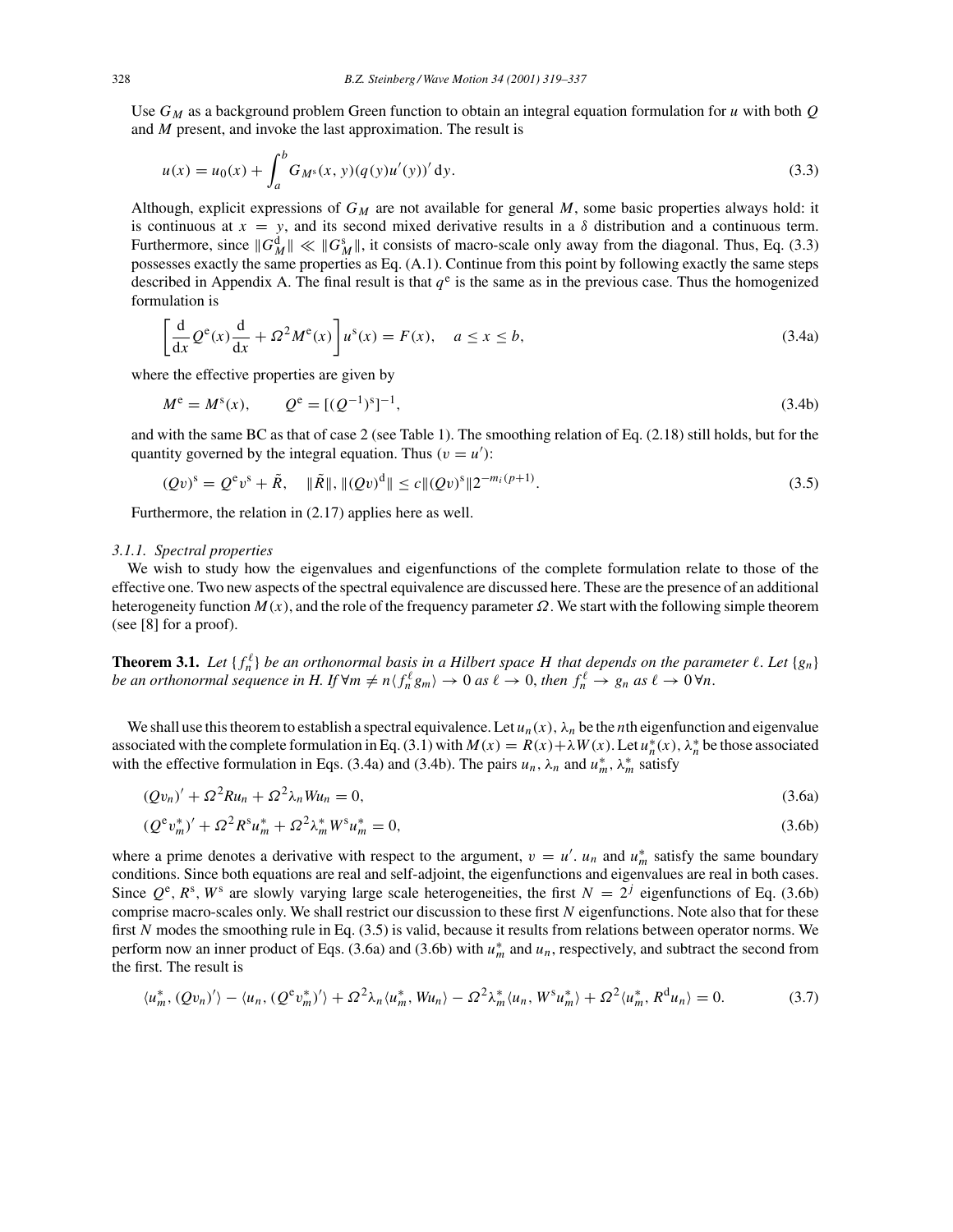Use $G_M$ as a background problem Green function to obtain an integral equation formulation for $u$ with both $Q$ and $M$ present, and invoke the last approximation. The result is

$$u(x) = u_0(x) + \int_a^b G_{M^{\rm s}}(x, y)(q(y)u'(y))' \, {\rm d}y. \tag{3.3}$$

Although, explicit expressions of $G_M$ are not available for general $M$, some basic properties always hold: it is continuous at $x = y$, and its second mixed derivative results in a $\delta$ distribution and a continuous term. Furthermore, since $\|G_M^{\rm d}\| \ll \|G_M^{\rm s}\|$, it consists of macro-scale only away from the diagonal. Thus, Eq. (3.3) possesses exactly the same properties as Eq. (A.1). Continue from this point by following exactly the same steps described in Appendix A. The final result is that $q^{\rm e}$ is the same as in the previous case. Thus the homogenized formulation is

$$\left[\frac{\rm d}{{\rm d}x} Q^{\rm e}(x) \frac{\rm d}{{\rm d}x} + \Omega^2 M^{\rm e}(x)\right] u^{\rm s}(x) = F(x), \quad a \le x \le b, \tag{3.4a}$$

where the effective properties are given by

$$M^{\rm e} = M^{\rm s}(x), \qquad Q^{\rm e} = [(Q^{-1})^{\rm s}]^{-1}, \tag{3.4b}$$

and with the same BC as that of case 2 (see Table 1). The smoothing relation of Eq. (2.18) still holds, but for the quantity governed by the integral equation. Thus ($v = u'$):

$$(Qv)^{\rm s} = Q^{\rm e} v^{\rm s} + \tilde{R}, \quad \|\tilde{R}\|, \|(Qv)^{\rm d}\| \le c\|(Qv)^{\rm s}\| 2^{-m_i(p+1)}. \tag{3.5}$$

Furthermore, the relation in (2.17) applies here as well.

### 3.1.1. Spectral properties

We wish to study how the eigenvalues and eigenfunctions of the complete formulation relate to those of the effective one. Two new aspects of the spectral equivalence are discussed here. These are the presence of an additional heterogeneity function $M(x)$, and the role of the frequency parameter $\Omega$. We start with the following simple theorem (see [8] for a proof).

**Theorem 3.1.** *Let $\{f_n^\ell\}$ be an orthonormal basis in a Hilbert space $H$ that depends on the parameter $\ell$. Let $\{g_n\}$ be an orthonormal sequence in $H$. If $\forall m \neq n \langle f_n^\ell g_m \rangle \to 0$ as $\ell \to 0$, then $f_n^\ell \to g_n$ as $\ell \to 0 \, \forall n$.*

We shall use this theorem to establish a spectral equivalence. Let $u_n(x)$, $\lambda_n$ be the $n$th eigenfunction and eigenvalue associated with the complete formulation in Eq. (3.1) with $M(x) = R(x) + \lambda W(x)$. Let $u_n^*(x)$, $\lambda_n^*$ be those associated with the effective formulation in Eqs. (3.4a) and (3.4b). The pairs $u_n$, $\lambda_n$ and $u_m^*$, $\lambda_m^*$ satisfy

$$(Qv_n)' + \Omega^2 R u_n + \Omega^2 \lambda_n W u_n = 0, \tag{3.6a}$$

$$(Q^{\rm e} v_m^*)' + \Omega^2 R^{\rm s} u_m^* + \Omega^2 \lambda_m^* W^{\rm s} u_m^* = 0, \tag{3.6b}$$

where a prime denotes a derivative with respect to the argument, $v = u'$. $u_n$ and $u_m^*$ satisfy the same boundary conditions. Since both equations are real and self-adjoint, the eigenfunctions and eigenvalues are real in both cases. Since $Q^{\rm e}$, $R^{\rm s}$, $W^{\rm s}$ are slowly varying large scale heterogeneities, the first $N = 2^j$ eigenfunctions of Eq. (3.6b) comprise macro-scales only. We shall restrict our discussion to these first $N$ eigenfunctions. Note also that for these first $N$ modes the smoothing rule in Eq. (3.5) is valid, because it results from relations between operator norms. We perform now an inner product of Eqs. (3.6a) and (3.6b) with $u_m^*$ and $u_n$, respectively, and subtract the second from the first. The result is

$$\langle u_m^*, (Qv_n)' \rangle - \langle u_n, (Q^{\rm e} v_m^*)' \rangle + \Omega^2 \lambda_n \langle u_m^*, W u_n \rangle - \Omega^2 \lambda_m^* \langle u_n, W^{\rm s} u_m^* \rangle + \Omega^2 \langle u_m^*, R^{\rm d} u_n \rangle = 0. \tag{3.7}$$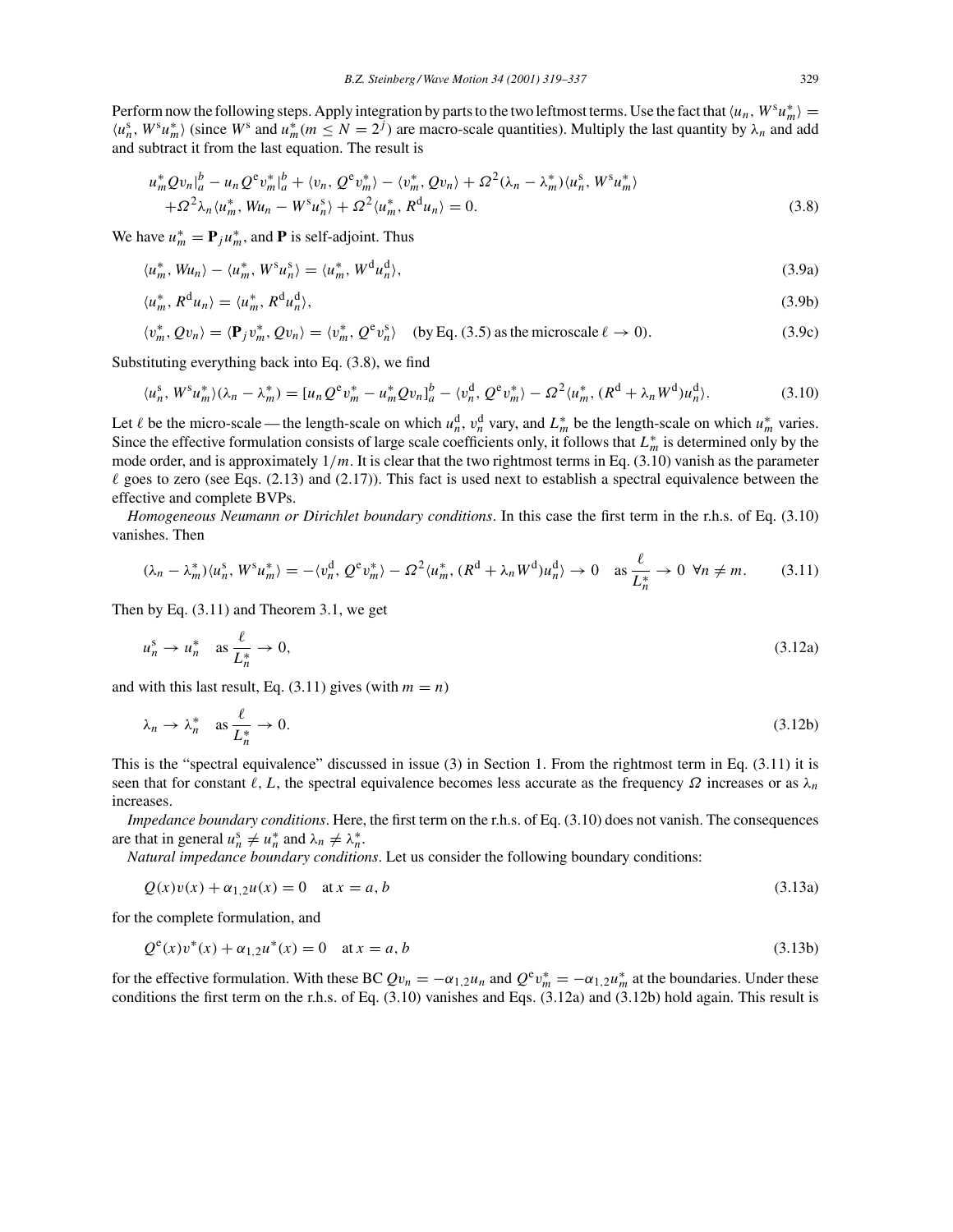Perform now the following steps. Apply integration by parts to the two leftmost terms. Use the fact that $\langle u_n, W^{\mathrm{s}} u_m^* \rangle = \langle u_n^{\mathrm{s}}, W^{\mathrm{s}} u_m^* \rangle$ (since $W^{\mathrm{s}}$ and $u_m^* (m \leq N = 2^j)$ are macro-scale quantities). Multiply the last quantity by $\lambda_n$ and add and subtract it from the last equation. The result is

$$
\begin{aligned}
& u_m^* Q v_n |_a^b - u_n Q^{\mathrm{e}} v_m^* |_a^b + \langle v_n, Q^{\mathrm{e}} v_m^* \rangle - \langle v_m^*, Q v_n \rangle + \Omega^2 (\lambda_n - \lambda_m^*) \langle u_n^{\mathrm{s}}, W^{\mathrm{s}} u_m^* \rangle \\
& + \Omega^2 \lambda_n \langle u_m^*, W u_n - W^{\mathrm{s}} u_n^{\mathrm{s}} \rangle + \Omega^2 \langle u_m^*, R^{\mathrm{d}} u_n \rangle = 0.
\end{aligned} \tag{3.8}
$$

We have $u_m^* = \mathbf{P}_j u_m^*$, and $\mathbf{P}$ is self-adjoint. Thus

$$
\langle u_m^*, W u_n \rangle - \langle u_m^*, W^{\mathrm{s}} u_n^{\mathrm{s}} \rangle = \langle u_m^*, W^{\mathrm{d}} u_n^{\mathrm{d}} \rangle, \tag{3.9a}
$$

$$
\langle u_m^*, R^{\mathrm{d}} u_n \rangle = \langle u_m^*, R^{\mathrm{d}} u_n^{\mathrm{d}} \rangle, \tag{3.9b}
$$

$$
\langle v_m^*, Q v_n \rangle = \langle \mathbf{P}_j v_m^*, Q v_n \rangle = \langle v_m^*, Q^{\mathrm{e}} v_n^{\mathrm{s}} \rangle \quad \text{(by Eq. (3.5) as the microscale } \ell \to 0\text{)}. \tag{3.9c}
$$

Substituting everything back into Eq. (3.8), we find

$$
\langle u_n^{\mathrm{s}}, W^{\mathrm{s}} u_m^* \rangle (\lambda_n - \lambda_m^*) = [u_n Q^{\mathrm{e}} v_m^* - u_m^* Q v_n]_a^b - \langle v_n^{\mathrm{d}}, Q^{\mathrm{e}} v_m^* \rangle - \Omega^2 \langle u_m^*, (R^{\mathrm{d}} + \lambda_n W^{\mathrm{d}}) u_n^{\mathrm{d}} \rangle. \tag{3.10}
$$

Let $\ell$ be the micro-scale — the length-scale on which $u_n^{\mathrm{d}}$, $v_n^{\mathrm{d}}$ vary, and $L_m^*$ be the length-scale on which $u_m^*$ varies. Since the effective formulation consists of large scale coefficients only, it follows that $L_m^*$ is determined only by the mode order, and is approximately $1/m$. It is clear that the two rightmost terms in Eq. (3.10) vanish as the parameter $\ell$ goes to zero (see Eqs. (2.13) and (2.17)). This fact is used next to establish a spectral equivalence between the effective and complete BVPs.

*Homogeneous Neumann or Dirichlet boundary conditions*. In this case the first term in the r.h.s. of Eq. (3.10) vanishes. Then

$$
(\lambda_n - \lambda_m^*) \langle u_n^{\mathrm{s}}, W^{\mathrm{s}} u_m^* \rangle = - \langle v_n^{\mathrm{d}}, Q^{\mathrm{e}} v_m^* \rangle - \Omega^2 \langle u_m^*, (R^{\mathrm{d}} + \lambda_n W^{\mathrm{d}}) u_n^{\mathrm{d}} \rangle \to 0 \quad \text{as } \frac{\ell}{L_n^*} \to 0 \ \forall n \neq m. \tag{3.11}
$$

Then by Eq. (3.11) and Theorem 3.1, we get

$$
u_n^{\mathrm{s}} \to u_n^* \quad \text{as } \frac{\ell}{L_n^*} \to 0, \tag{3.12a}
$$

and with this last result, Eq. (3.11) gives (with $m = n$)

$$
\lambda_n \to \lambda_n^* \quad \text{as } \frac{\ell}{L_n^*} \to 0. \tag{3.12b}
$$

This is the "spectral equivalence" discussed in issue (3) in Section 1. From the rightmost term in Eq. (3.11) it is seen that for constant $\ell$, $L$, the spectral equivalence becomes less accurate as the frequency $\Omega$ increases or as $\lambda_n$ increases.

*Impedance boundary conditions*. Here, the first term on the r.h.s. of Eq. (3.10) does not vanish. The consequences are that in general $u_n^{\mathrm{s}} \neq u_n^*$ and $\lambda_n \neq \lambda_n^*$.

*Natural impedance boundary conditions*. Let us consider the following boundary conditions:

$$
Q(x) v(x) + \alpha_{1,2} u(x) = 0 \quad \text{at } x = a, b \tag{3.13a}
$$

for the complete formulation, and

$$
Q^{\mathrm{e}}(x) v^*(x) + \alpha_{1,2} u^*(x) = 0 \quad \text{at } x = a, b \tag{3.13b}
$$

for the effective formulation. With these BC $Q v_n = -\alpha_{1,2} u_n$ and $Q^{\mathrm{e}} v_m^* = -\alpha_{1,2} u_m^*$ at the boundaries. Under these conditions the first term on the r.h.s. of Eq. (3.10) vanishes and Eqs. (3.12a) and (3.12b) hold again. This result is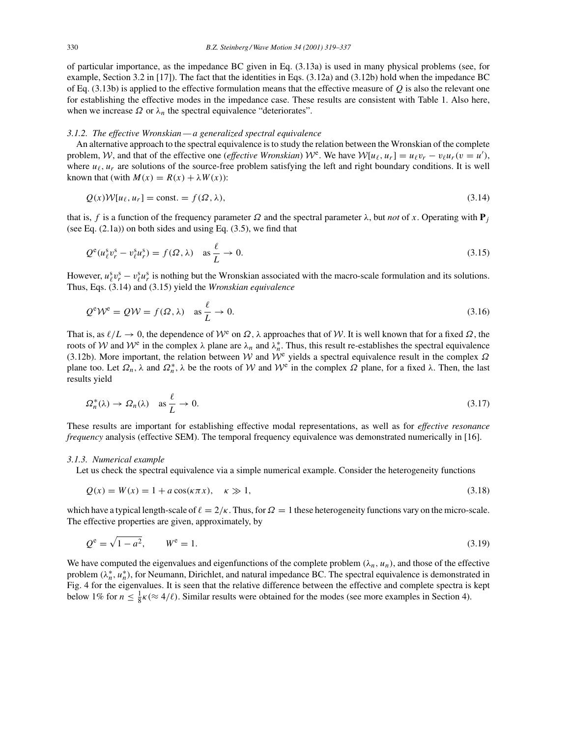of particular importance, as the impedance BC given in Eq. (3.13a) is used in many physical problems (see, for example, Section 3.2 in [17]). The fact that the identities in Eqs. (3.12a) and (3.12b) hold when the impedance BC of Eq. (3.13b) is applied to the effective formulation means that the effective measure of $Q$ is also the relevant one for establishing the effective modes in the impedance case. These results are consistent with Table 1. Also here, when we increase $\Omega$ or $\lambda_n$ the spectral equivalence "deteriorates".

### 3.1.2. The effective Wronskian — a generalized spectral equivalence

An alternative approach to the spectral equivalence is to study the relation between the Wronskian of the complete problem, $\mathcal{W}$, and that of the effective one (*effective Wronskian*) $\mathcal{W}^{\mathrm{e}}$. We have $\mathcal{W}[u_\ell, u_r] = u_\ell v_r - v_\ell u_r (v = u')$, where $u_\ell, u_r$ are solutions of the source-free problem satisfying the left and right boundary conditions. It is well known that (with $M(x) = R(x) + \lambda W(x)$):

$$Q(x)\mathcal{W}[u_\ell, u_r] = \text{const.} = f(\Omega, \lambda), \tag{3.14}$$

that is, $f$ is a function of the frequency parameter $\Omega$ and the spectral parameter $\lambda$, but *not* of $x$. Operating with $\mathbf{P}_j$ (see Eq. (2.1a)) on both sides and using Eq. (3.5), we find that

$$Q^{\mathrm{e}}(u_\ell^{\mathrm{s}} v_r^{\mathrm{s}} - v_\ell^{\mathrm{s}} u_r^{\mathrm{s}}) = f(\Omega, \lambda) \quad \text{as } \frac{\ell}{L} \to 0. \tag{3.15}$$

However, $u_\ell^{\mathrm{s}} v_r^{\mathrm{s}} - v_\ell^{\mathrm{s}} u_r^{\mathrm{s}}$ is nothing but the Wronskian associated with the macro-scale formulation and its solutions. Thus, Eqs. (3.14) and (3.15) yield the *Wronskian equivalence*

$$Q^{\mathrm{e}}\mathcal{W}^{\mathrm{e}} = Q\mathcal{W} = f(\Omega, \lambda) \quad \text{as } \frac{\ell}{L} \to 0. \tag{3.16}$$

That is, as $\ell/L \to 0$, the dependence of $\mathcal{W}^{\mathrm{e}}$ on $\Omega, \lambda$ approaches that of $\mathcal{W}$. It is well known that for a fixed $\Omega$, the roots of $\mathcal{W}$ and $\mathcal{W}^{\mathrm{e}}$ in the complex $\lambda$ plane are $\lambda_n$ and $\lambda_n^*$. Thus, this result re-establishes the spectral equivalence (3.12b). More important, the relation between $\mathcal{W}$ and $\mathcal{W}^{\mathrm{e}}$ yields a spectral equivalence result in the complex $\Omega$ plane too. Let $\Omega_n, \lambda$ and $\Omega_n^*, \lambda$ be the roots of $\mathcal{W}$ and $\mathcal{W}^{\mathrm{e}}$ in the complex $\Omega$ plane, for a fixed $\lambda$. Then, the last results yield

$$\Omega_n^*(\lambda) \to \Omega_n(\lambda) \quad \text{as } \frac{\ell}{L} \to 0. \tag{3.17}$$

These results are important for establishing effective modal representations, as well as for *effective resonance frequency* analysis (effective SEM). The temporal frequency equivalence was demonstrated numerically in [16].

### 3.1.3. Numerical example

Let us check the spectral equivalence via a simple numerical example. Consider the heterogeneity functions

$$Q(x) = W(x) = 1 + a\cos(\kappa\pi x), \quad \kappa \gg 1, \tag{3.18}$$

which have a typical length-scale of $\ell = 2/\kappa$. Thus, for $\Omega = 1$ these heterogeneity functions vary on the micro-scale. The effective properties are given, approximately, by

$$Q^{\mathrm{e}} = \sqrt{1 - a^2}, \qquad W^{\mathrm{e}} = 1. \tag{3.19}$$

We have computed the eigenvalues and eigenfunctions of the complete problem ($\lambda_n, u_n$), and those of the effective problem ($\lambda_n^*, u_n^*$), for Neumann, Dirichlet, and natural impedance BC. The spectral equivalence is demonstrated in Fig. 4 for the eigenvalues. It is seen that the relative difference between the effective and complete spectra is kept below 1% for $n \le \frac{1}{8}\kappa (\approx 4/\ell)$. Similar results were obtained for the modes (see more examples in Section 4).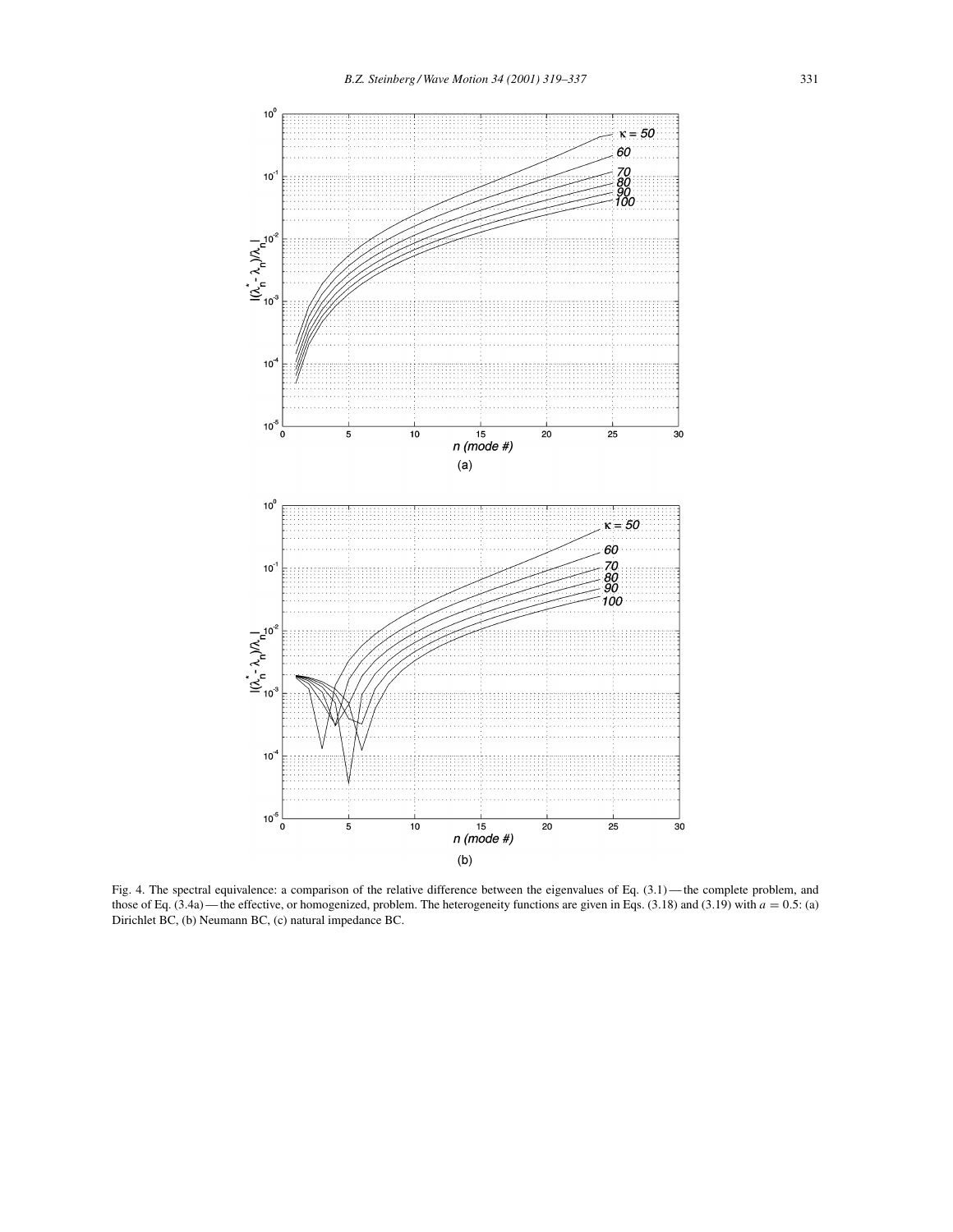Fig. 4. The spectral equivalence: a comparison of the relative difference between the eigenvalues of Eq. (3.1) — the complete problem, and those of Eq. (3.4a) — the effective, or homogenized, problem. The heterogeneity functions are given in Eqs. (3.18) and (3.19) with $a = 0.5$: (a) Dirichlet BC, (b) Neumann BC, (c) natural impedance BC.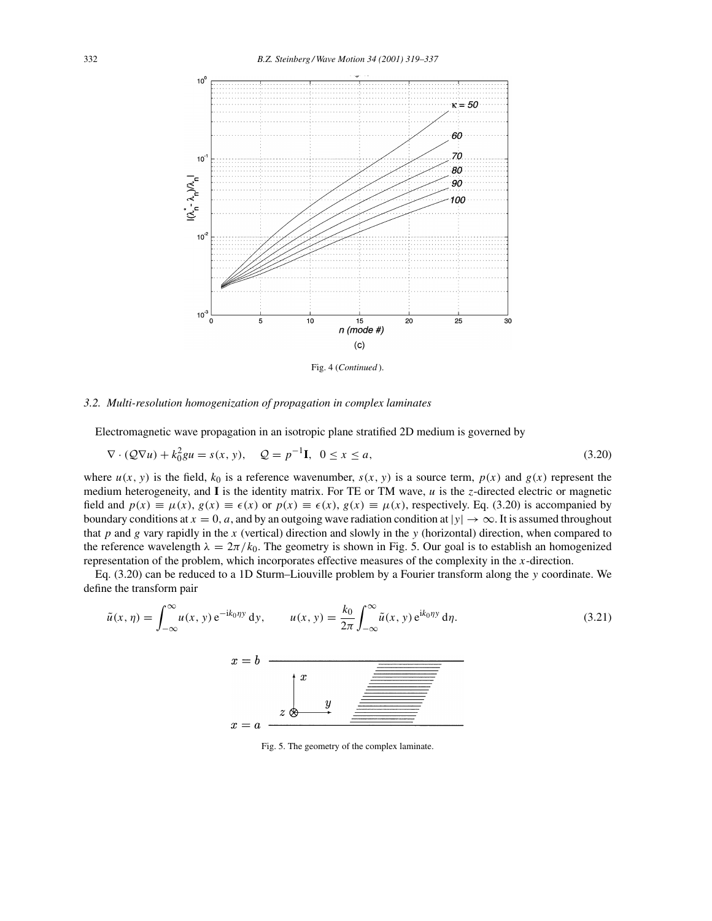Fig. 4 (*Continued*).

### 3.2. Multi-resolution homogenization of propagation in complex laminates

Electromagnetic wave propagation in an isotropic plane stratified 2D medium is governed by

$$\nabla \cdot (\mathcal{Q}\nabla u) + k_0^2 g u = s(x, y), \quad \mathcal{Q} = p^{-1}\mathbf{I}, \quad 0 \le x \le a, \tag{3.20}$$

where $u(x, y)$ is the field, $k_0$ is a reference wavenumber, $s(x, y)$ is a source term, $p(x)$ and $g(x)$ represent the medium heterogeneity, and $\mathbf{I}$ is the identity matrix. For TE or TM wave, $u$ is the $z$-directed electric or magnetic field and $p(x) \equiv \mu(x)$, $g(x) \equiv \epsilon(x)$ or $p(x) \equiv \epsilon(x)$, $g(x) \equiv \mu(x)$, respectively. Eq. (3.20) is accompanied by boundary conditions at $x = 0, a$, and by an outgoing wave radiation condition at $|y| \to \infty$. It is assumed throughout that $p$ and $g$ vary rapidly in the $x$ (vertical) direction and slowly in the $y$ (horizontal) direction, when compared to the reference wavelength $\lambda = 2\pi/k_0$. The geometry is shown in Fig. 5. Our goal is to establish an homogenized representation of the problem, which incorporates effective measures of the complexity in the $x$-direction.

Eq. (3.20) can be reduced to a 1D Sturm–Liouville problem by a Fourier transform along the $y$ coordinate. We define the transform pair

$$\tilde{u}(x, \eta) = \int_{-\infty}^{\infty} u(x, y)\, \mathrm{e}^{-\mathrm{i}k_0\eta y}\, \mathrm{d}y, \qquad u(x, y) = \frac{k_0}{2\pi}\int_{-\infty}^{\infty} \tilde{u}(x, y)\, \mathrm{e}^{\mathrm{i}k_0\eta y}\, \mathrm{d}\eta. \tag{3.21}$$

Fig. 5. The geometry of the complex laminate.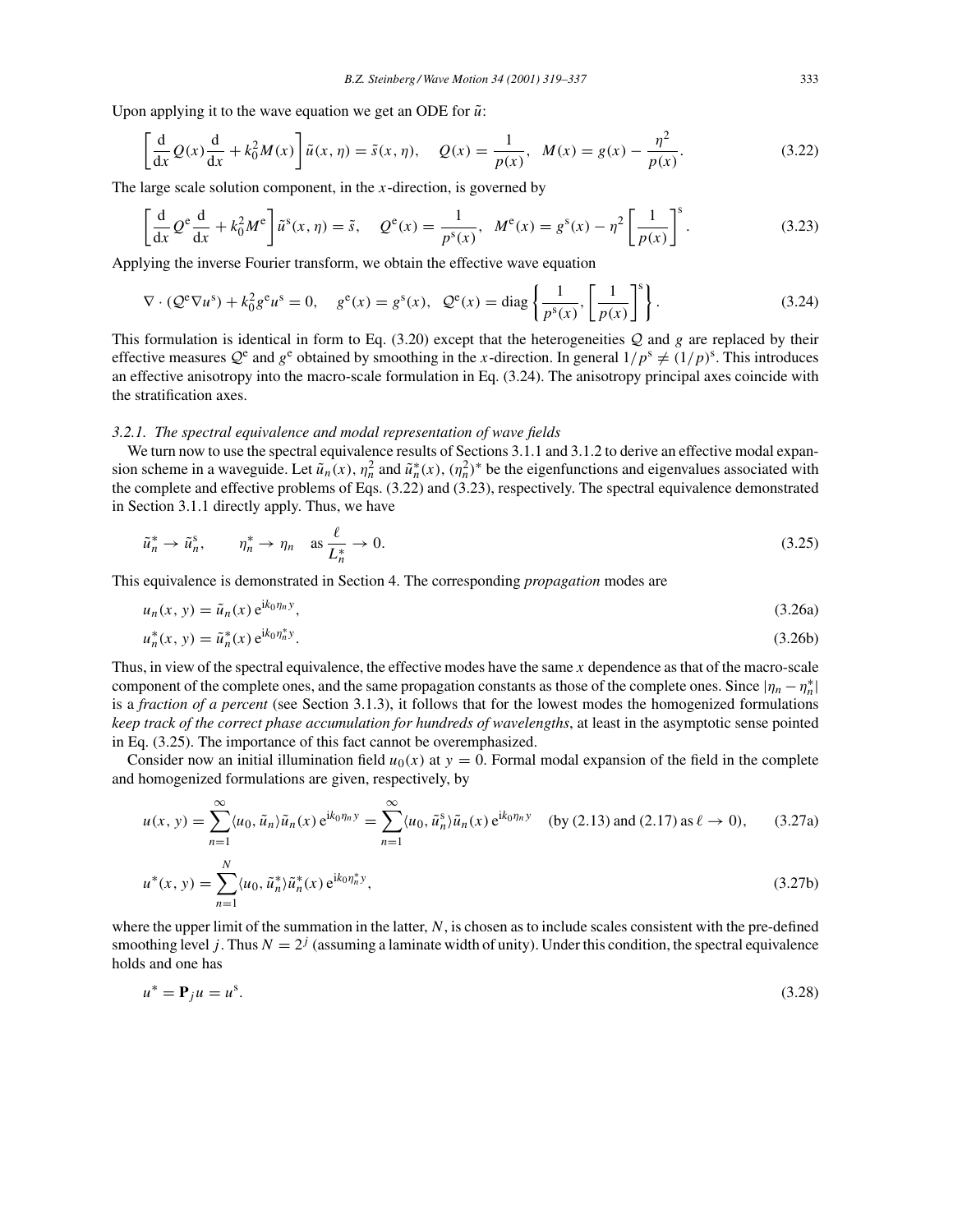Upon applying it to the wave equation we get an ODE for $\tilde{u}$:

$$\left[\frac{\mathrm{d}}{\mathrm{d}x} Q(x)\frac{\mathrm{d}}{\mathrm{d}x} + k_0^2 M(x)\right]\tilde{u}(x,\eta) = \tilde{s}(x,\eta), \quad Q(x) = \frac{1}{p(x)}, \quad M(x) = g(x) - \frac{\eta^2}{p(x)}. \tag{3.22}$$

The large scale solution component, in the $x$-direction, is governed by

$$\left[\frac{\mathrm{d}}{\mathrm{d}x} Q^{\mathrm{e}}\frac{\mathrm{d}}{\mathrm{d}x} + k_0^2 M^{\mathrm{e}}\right]\tilde{u}^{\mathrm{s}}(x,\eta) = \tilde{s}, \quad Q^{\mathrm{e}}(x) = \frac{1}{p^{\mathrm{s}}(x)}, \quad M^{\mathrm{e}}(x) = g^{\mathrm{s}}(x) - \eta^2\left[\frac{1}{p(x)}\right]^{\mathrm{s}}. \tag{3.23}$$

Applying the inverse Fourier transform, we obtain the effective wave equation

$$\nabla\cdot(\mathcal{Q}^{\mathrm{e}}\nabla u^{\mathrm{s}}) + k_0^2 g^{\mathrm{e}} u^{\mathrm{s}} = 0, \quad g^{\mathrm{e}}(x) = g^{\mathrm{s}}(x), \quad \mathcal{Q}^{\mathrm{e}}(x) = \mathrm{diag}\left\{\frac{1}{p^{\mathrm{s}}(x)}, \left[\frac{1}{p(x)}\right]^{\mathrm{s}}\right\}. \tag{3.24}$$

This formulation is identical in form to Eq. (3.20) except that the heterogeneities $\mathcal{Q}$ and $g$ are replaced by their effective measures $\mathcal{Q}^{\mathrm{e}}$ and $g^{\mathrm{e}}$ obtained by smoothing in the $x$-direction. In general $1/p^{\mathrm{s}} \neq (1/p)^{\mathrm{s}}$. This introduces an effective anisotropy into the macro-scale formulation in Eq. (3.24). The anisotropy principal axes coincide with the stratification axes.

#### 3.2.1. The spectral equivalence and modal representation of wave fields

We turn now to use the spectral equivalence results of Sections 3.1.1 and 3.1.2 to derive an effective modal expansion scheme in a waveguide. Let $\tilde{u}_n(x)$, $\eta_n^2$ and $\tilde{u}_n^*(x)$, $(\eta_n^2)^*$ be the eigenfunctions and eigenvalues associated with the complete and effective problems of Eqs. (3.22) and (3.23), respectively. The spectral equivalence demonstrated in Section 3.1.1 directly apply. Thus, we have

$$\tilde{u}_n^* \to \tilde{u}_n^{\mathrm{s}}, \qquad \eta_n^* \to \eta_n \quad \text{as } \frac{\ell}{L_n^*} \to 0. \tag{3.25}$$

This equivalence is demonstrated in Section 4. The corresponding *propagation* modes are

$$u_n(x,y) = \tilde{u}_n(x)\,\mathrm{e}^{\mathrm{i}k_0\eta_n y}, \tag{3.26a}$$

$$u_n^*(x,y) = \tilde{u}_n^*(x)\,\mathrm{e}^{\mathrm{i}k_0\eta_n^* y}. \tag{3.26b}$$

Thus, in view of the spectral equivalence, the effective modes have the same $x$ dependence as that of the macro-scale component of the complete ones, and the same propagation constants as those of the complete ones. Since $|\eta_n - \eta_n^*|$ is a *fraction of a percent* (see Section 3.1.3), it follows that for the lowest modes the homogenized formulations *keep track of the correct phase accumulation for hundreds of wavelengths*, at least in the asymptotic sense pointed in Eq. (3.25). The importance of this fact cannot be overemphasized.

Consider now an initial illumination field $u_0(x)$ at $y = 0$. Formal modal expansion of the field in the complete and homogenized formulations are given, respectively, by

$$u(x,y) = \sum_{n=1}^{\infty}\langle u_0, \tilde{u}_n\rangle \tilde{u}_n(x)\,\mathrm{e}^{\mathrm{i}k_0\eta_n y} = \sum_{n=1}^{\infty}\langle u_0, \tilde{u}_n^{\mathrm{s}}\rangle \tilde{u}_n(x)\,\mathrm{e}^{\mathrm{i}k_0\eta_n y} \quad \text{(by (2.13) and (2.17) as } \ell \to 0), \tag{3.27a}$$

$$u^*(x,y) = \sum_{n=1}^{N}\langle u_0, \tilde{u}_n^*\rangle \tilde{u}_n^*(x)\,\mathrm{e}^{\mathrm{i}k_0\eta_n^* y}, \tag{3.27b}$$

where the upper limit of the summation in the latter, $N$, is chosen as to include scales consistent with the pre-defined smoothing level $j$. Thus $N = 2^j$ (assuming a laminate width of unity). Under this condition, the spectral equivalence holds and one has

$$u^* = \mathbf{P}_j u = u^{\mathrm{s}}. \tag{3.28}$$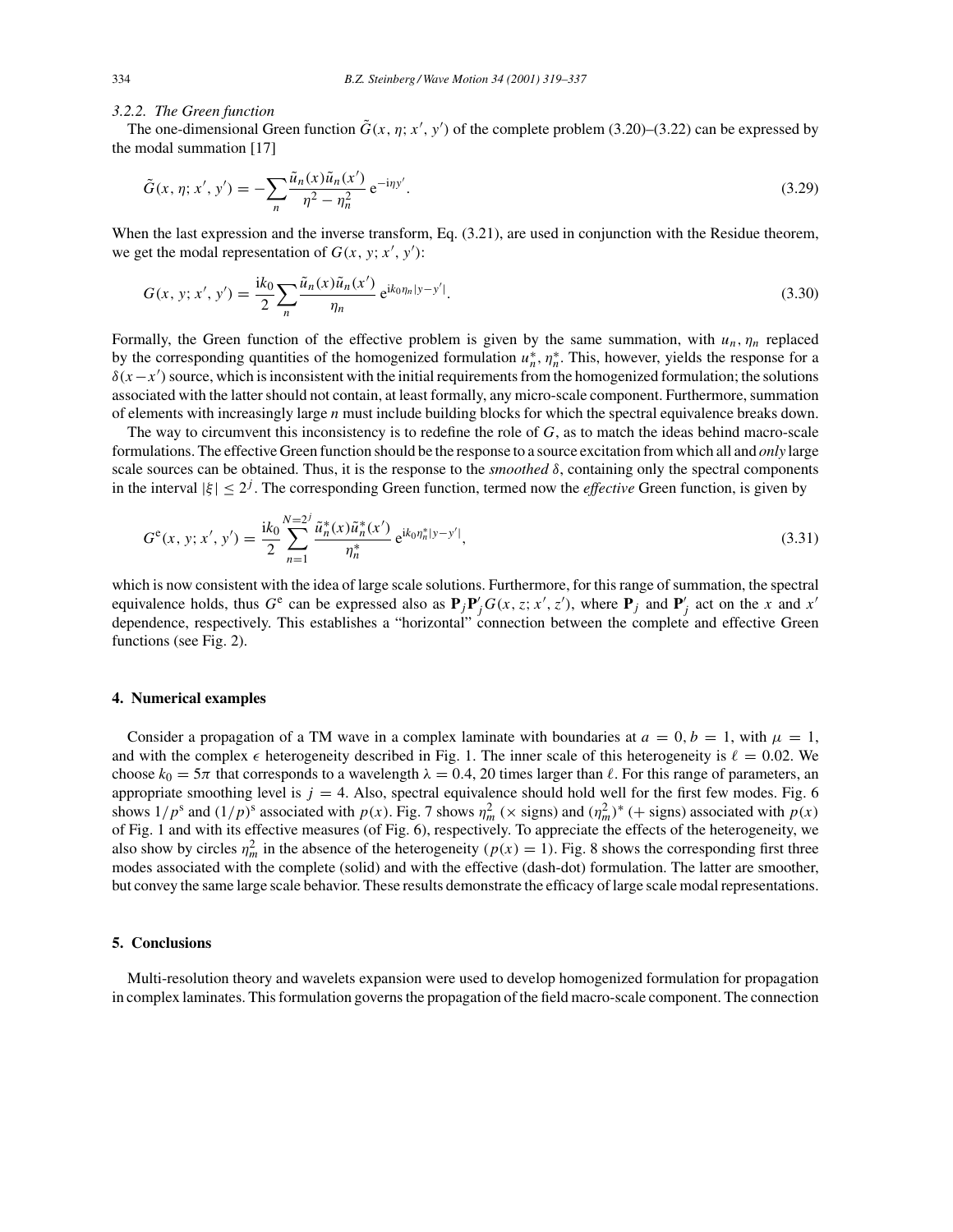### 3.2.2. The Green function

The one-dimensional Green function $\tilde{G}(x, \eta; x', y')$ of the complete problem (3.20)–(3.22) can be expressed by the modal summation [17]

$$\tilde{G}(x, \eta; x', y') = -\sum_n \frac{\tilde{u}_n(x)\tilde{u}_n(x')}{\eta^2 - \eta_n^2} \, \mathrm{e}^{-\mathrm{i}\eta y'}. \tag{3.29}$$

When the last expression and the inverse transform, Eq. (3.21), are used in conjunction with the Residue theorem, we get the modal representation of $G(x, y; x', y')$:

$$G(x, y; x', y') = \frac{\mathrm{i}k_0}{2} \sum_n \frac{\tilde{u}_n(x)\tilde{u}_n(x')}{\eta_n} \, \mathrm{e}^{\mathrm{i}k_0\eta_n|y-y'|}. \tag{3.30}$$

Formally, the Green function of the effective problem is given by the same summation, with $u_n, \eta_n$ replaced by the corresponding quantities of the homogenized formulation $u_n^*, \eta_n^*$. This, however, yields the response for a $\delta(x - x')$ source, which is inconsistent with the initial requirements from the homogenized formulation; the solutions associated with the latter should not contain, at least formally, any micro-scale component. Furthermore, summation of elements with increasingly large $n$ must include building blocks for which the spectral equivalence breaks down.

The way to circumvent this inconsistency is to redefine the role of $G$, as to match the ideas behind macro-scale formulations. The effective Green function should be the response to a source excitation from which all and *only* large scale sources can be obtained. Thus, it is the response to the *smoothed* $\delta$, containing only the spectral components in the interval $|\xi| \leq 2^j$. The corresponding Green function, termed now the *effective* Green function, is given by

$$G^{\mathrm{e}}(x, y; x', y') = \frac{\mathrm{i}k_0}{2} \sum_{n=1}^{N=2^j} \frac{\tilde{u}_n^*(x)\tilde{u}_n^*(x')}{\eta_n^*} \, \mathrm{e}^{\mathrm{i}k_0\eta_n^*|y-y'|}, \tag{3.31}$$

which is now consistent with the idea of large scale solutions. Furthermore, for this range of summation, the spectral equivalence holds, thus $G^{\mathrm{e}}$ can be expressed also as $\mathbf{P}_j\mathbf{P}_j' G(x, z; x', z')$, where $\mathbf{P}_j$ and $\mathbf{P}_j'$ act on the $x$ and $x'$ dependence, respectively. This establishes a "horizontal" connection between the complete and effective Green functions (see Fig. 2).

## 4. Numerical examples

Consider a propagation of a TM wave in a complex laminate with boundaries at $a = 0, b = 1$, with $\mu = 1$, and with the complex $\epsilon$ heterogeneity described in Fig. 1. The inner scale of this heterogeneity is $\ell = 0.02$. We choose $k_0 = 5\pi$ that corresponds to a wavelength $\lambda = 0.4$, 20 times larger than $\ell$. For this range of parameters, an appropriate smoothing level is $j = 4$. Also, spectral equivalence should hold well for the first few modes. Fig. 6 shows $1/p^{\mathrm{s}}$ and $(1/p)^{\mathrm{s}}$ associated with $p(x)$. Fig. 7 shows $\eta_m^2$ ($\times$ signs) and $(\eta_m^2)^*$ ($+$ signs) associated with $p(x)$ of Fig. 1 and with its effective measures (of Fig. 6), respectively. To appreciate the effects of the heterogeneity, we also show by circles $\eta_m^2$ in the absence of the heterogeneity ($p(x) = 1$). Fig. 8 shows the corresponding first three modes associated with the complete (solid) and with the effective (dash-dot) formulation. The latter are smoother, but convey the same large scale behavior. These results demonstrate the efficacy of large scale modal representations.

## 5. Conclusions

Multi-resolution theory and wavelets expansion were used to develop homogenized formulation for propagation in complex laminates. This formulation governs the propagation of the field macro-scale component. The connection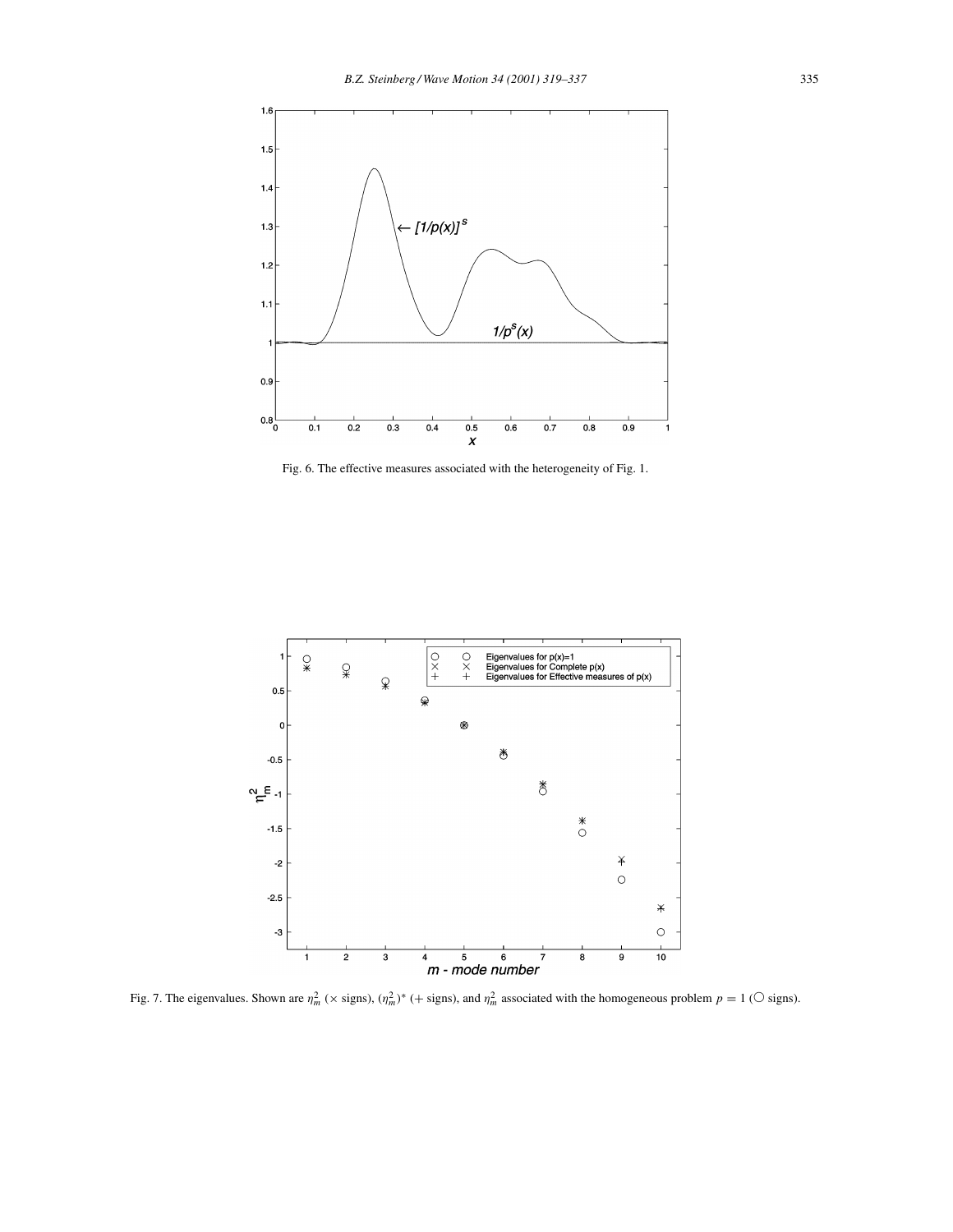Fig. 6. The effective measures associated with the heterogeneity of Fig. 1.

Fig. 7. The eigenvalues. Shown are $\eta_m^2$ ($\times$ signs), $(\eta_m^2)^*$ ($+$ signs), and $\eta_m^2$ associated with the homogeneous problem $p = 1$ ($\bigcirc$ signs).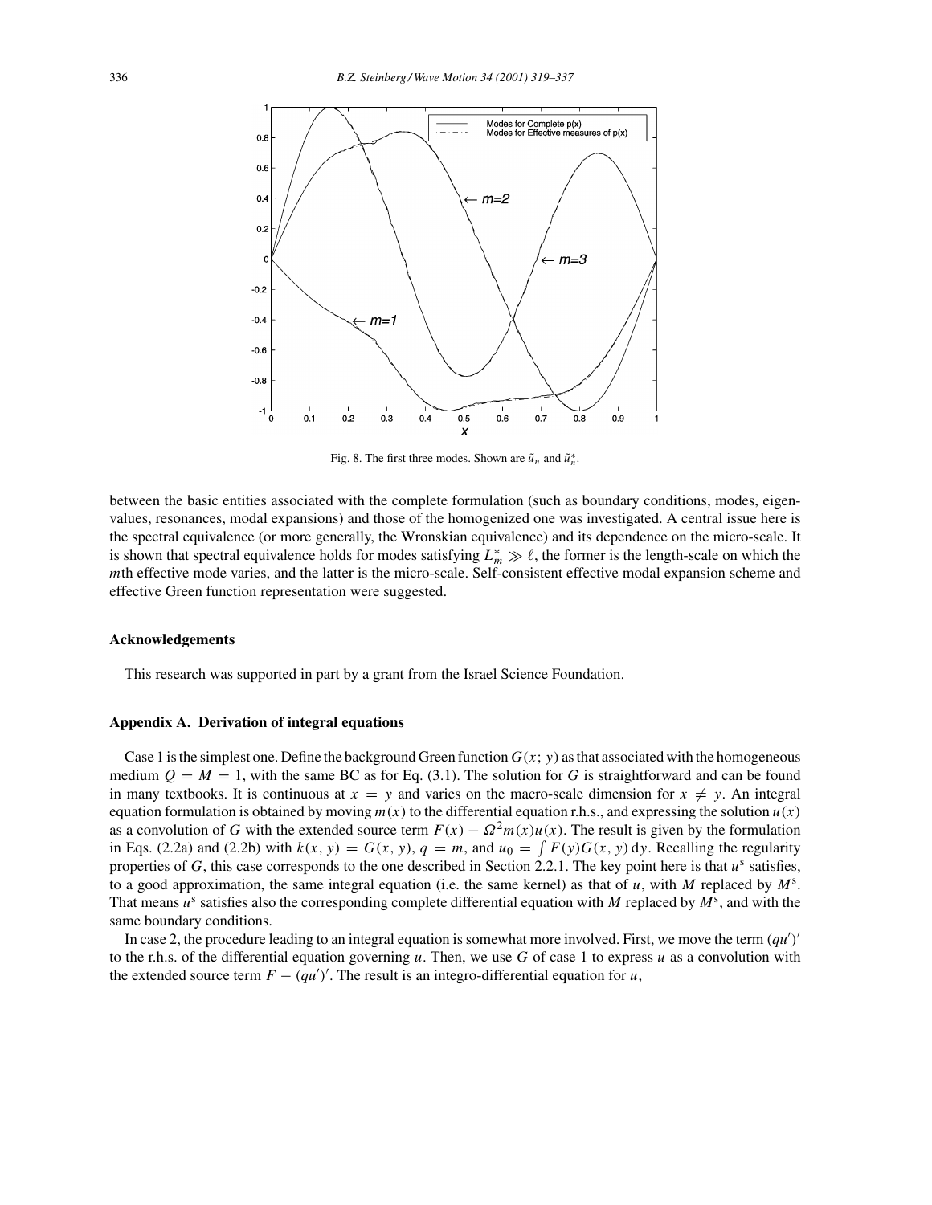Fig. 8. The first three modes. Shown are $\tilde{u}_n$ and $\tilde{u}_n^*$.

between the basic entities associated with the complete formulation (such as boundary conditions, modes, eigenvalues, resonances, modal expansions) and those of the homogenized one was investigated. A central issue here is the spectral equivalence (or more generally, the Wronskian equivalence) and its dependence on the micro-scale. It is shown that spectral equivalence holds for modes satisfying $L_m^* \gg \ell$, the former is the length-scale on which the $m$th effective mode varies, and the latter is the micro-scale. Self-consistent effective modal expansion scheme and effective Green function representation were suggested.

## Acknowledgements

This research was supported in part by a grant from the Israel Science Foundation.

## Appendix A. Derivation of integral equations

Case 1 is the simplest one. Define the background Green function $G(x; y)$ as that associated with the homogeneous medium $Q = M = 1$, with the same BC as for Eq. (3.1). The solution for $G$ is straightforward and can be found in many textbooks. It is continuous at $x = y$ and varies on the macro-scale dimension for $x \neq y$. An integral equation formulation is obtained by moving $m(x)$ to the differential equation r.h.s., and expressing the solution $u(x)$ as a convolution of $G$ with the extended source term $F(x) - \Omega^2 m(x)u(x)$. The result is given by the formulation in Eqs. (2.2a) and (2.2b) with $k(x, y) = G(x, y)$, $q = m$, and $u_0 = \int F(y)G(x, y)\,\mathrm{d}y$. Recalling the regularity properties of $G$, this case corresponds to the one described in Section 2.2.1. The key point here is that $u^{\mathrm{s}}$ satisfies, to a good approximation, the same integral equation (i.e. the same kernel) as that of $u$, with $M$ replaced by $M^{\mathrm{s}}$. That means $u^{\mathrm{s}}$ satisfies also the corresponding complete differential equation with $M$ replaced by $M^{\mathrm{s}}$, and with the same boundary conditions.

In case 2, the procedure leading to an integral equation is somewhat more involved. First, we move the term $(qu')'$ to the r.h.s. of the differential equation governing $u$. Then, we use $G$ of case 1 to express $u$ as a convolution with the extended source term $F - (qu')'$. The result is an integro-differential equation for $u$,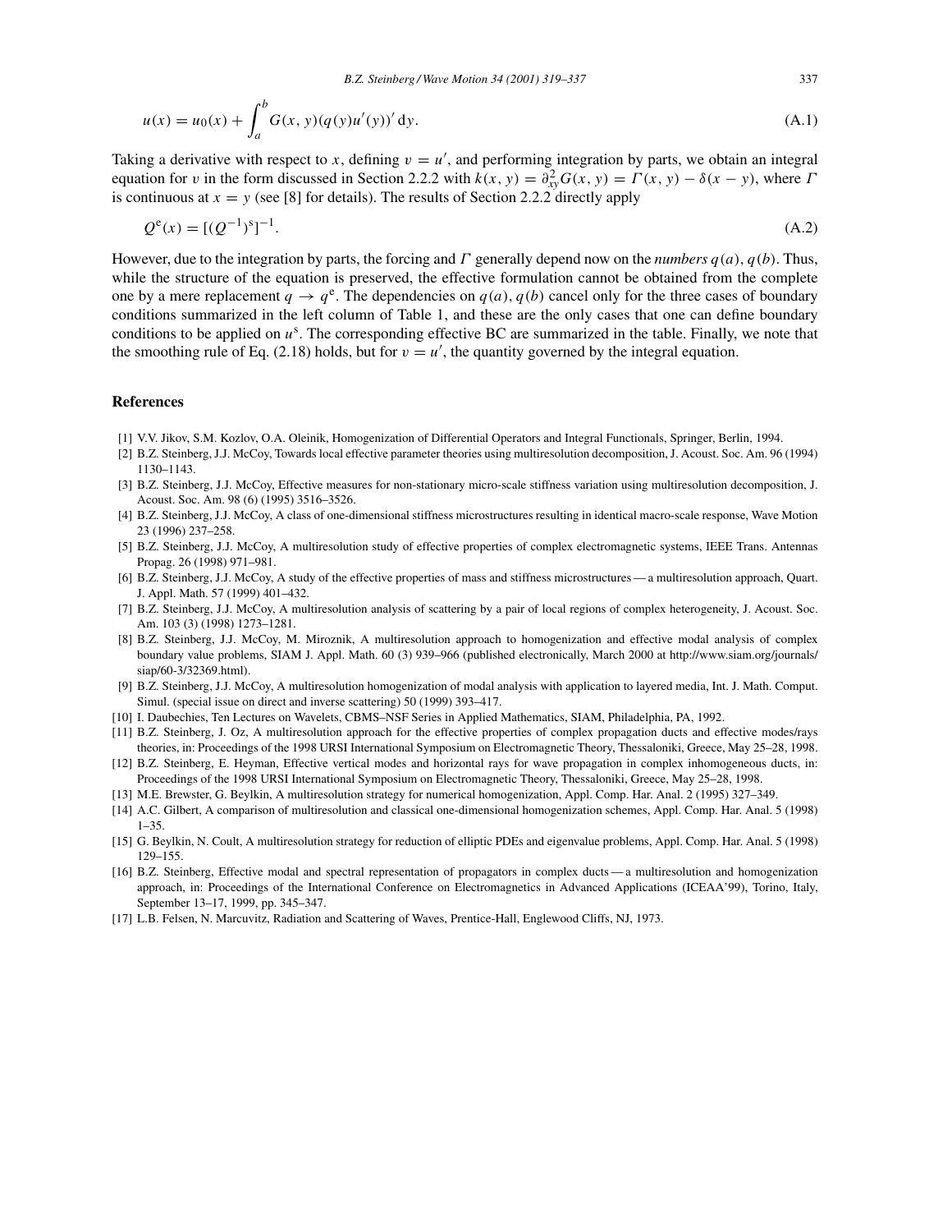$$u(x) = u_0(x) + \int_a^b G(x, y)(q(y)u'(y))' \, dy. \tag{A.1}$$

Taking a derivative with respect to $x$, defining $v = u'$, and performing integration by parts, we obtain an integral equation for $v$ in the form discussed in Section 2.2.2 with $k(x, y) = \partial^2_{xy} G(x, y) = \Gamma(x, y) - \delta(x - y)$, where $\Gamma$ is continuous at $x = y$ (see [8] for details). The results of Section 2.2.2 directly apply

$$Q^{\mathrm{e}}(x) = [(Q^{-1})^{\mathrm{s}}]^{-1}. \tag{A.2}$$

However, due to the integration by parts, the forcing and $\Gamma$ generally depend now on the *numbers* $q(a)$, $q(b)$. Thus, while the structure of the equation is preserved, the effective formulation cannot be obtained from the complete one by a mere replacement $q \to q^{\mathrm{e}}$. The dependencies on $q(a)$, $q(b)$ cancel only for the three cases of boundary conditions summarized in the left column of Table 1, and these are the only cases that one can define boundary conditions to be applied on $u^{\mathrm{s}}$. The corresponding effective BC are summarized in the table. Finally, we note that the smoothing rule of Eq. (2.18) holds, but for $v = u'$, the quantity governed by the integral equation.

## References

[1] V.V. Jikov, S.M. Kozlov, O.A. Oleinik, Homogenization of Differential Operators and Integral Functionals, Springer, Berlin, 1994.

[2] B.Z. Steinberg, J.J. McCoy, Towards local effective parameter theories using multiresolution decomposition, J. Acoust. Soc. Am. 96 (1994) 1130–1143.

[3] B.Z. Steinberg, J.J. McCoy, Effective measures for non-stationary micro-scale stiffness variation using multiresolution decomposition, J. Acoust. Soc. Am. 98 (6) (1995) 3516–3526.

[4] B.Z. Steinberg, J.J. McCoy, A class of one-dimensional stiffness microstructures resulting in identical macro-scale response, Wave Motion 23 (1996) 237–258.

[5] B.Z. Steinberg, J.J. McCoy, A multiresolution study of effective properties of complex electromagnetic systems, IEEE Trans. Antennas Propag. 26 (1998) 971–981.

[6] B.Z. Steinberg, J.J. McCoy, A study of the effective properties of mass and stiffness microstructures — a multiresolution approach, Quart. J. Appl. Math. 57 (1999) 401–432.

[7] B.Z. Steinberg, J.J. McCoy, A multiresolution analysis of scattering by a pair of local regions of complex heterogeneity, J. Acoust. Soc. Am. 103 (3) (1998) 1273–1281.

[8] B.Z. Steinberg, J.J. McCoy, M. Mirozník, A multiresolution approach to homogenization and effective modal analysis of complex boundary value problems, SIAM J. Appl. Math. 60 (3) 939–966 (published electronically, March 2000 at http://www.siam.org/journals/siap/60-3/32369.html).

[9] B.Z. Steinberg, J.J. McCoy, A multiresolution homogenization of modal analysis with application to layered media, Int. J. Math. Comput. Simul. (special issue on direct and inverse scattering) 50 (1999) 393–417.

[10] I. Daubechies, Ten Lectures on Wavelets, CBMS–NSF Series in Applied Mathematics, SIAM, Philadelphia, PA, 1992.

[11] B.Z. Steinberg, J. Oz, A multiresolution approach for the effective properties of complex propagation ducts and effective modes/rays theories, in: Proceedings of the 1998 URSI International Symposium on Electromagnetic Theory, Thessaloniki, Greece, May 25–28, 1998.

[12] B.Z. Steinberg, E. Heyman, Effective vertical modes and horizontal rays for wave propagation in complex inhomogeneous ducts, in: Proceedings of the 1998 URSI International Symposium on Electromagnetic Theory, Thessaloniki, Greece, May 25–28, 1998.

[13] M.E. Brewster, G. Beylkin, A multiresolution strategy for numerical homogenization, Appl. Comp. Har. Anal. 2 (1995) 327–349.

[14] A.C. Gilbert, A comparison of multiresolution and classical one-dimensional homogenization schemes, Appl. Comp. Har. Anal. 5 (1998) 1–35.

[15] G. Beylkin, N. Coult, A multiresolution strategy for reduction of elliptic PDEs and eigenvalue problems, Appl. Comp. Har. Anal. 5 (1998) 129–155.

[16] B.Z. Steinberg, Effective modal and spectral representation of propagators in complex ducts — a multiresolution and homogenization approach, in: Proceedings of the International Conference on Electromagnetics in Advanced Applications (ICEAA'99), Torino, Italy, September 13–17, 1999, pp. 345–347.

[17] L.B. Felsen, N. Marcuvitz, Radiation and Scattering of Waves, Prentice-Hall, Englewood Cliffs, NJ, 1973.